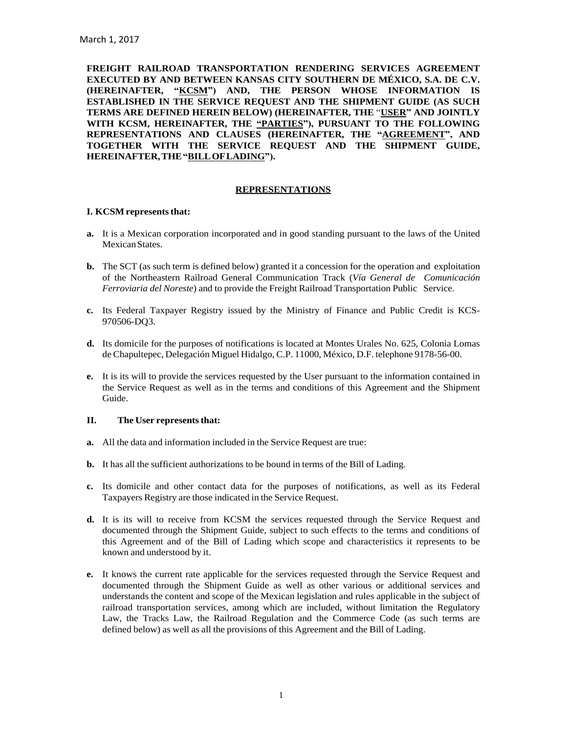March 1, 2017

**FREIGHT RAILROAD TRANSPORTATION RENDERING SERVICES AGREEMENT EXECUTED BY AND BETWEEN KANSAS CITY SOUTHERN DE MÉXICO, S.A. DE C.V. (HEREINAFTER, "KCSM") AND, THE PERSON WHOSE INFORMATION IS ESTABLISHED IN THE SERVICE REQUEST AND THE SHIPMENT GUIDE (AS SUCH TERMS ARE DEFINED HEREIN BELOW) (HEREINAFTER, THE "USER" AND JOINTLY WITH KCSM, HEREINAFTER, THE "PARTIES"), PURSUANT TO THE FOLLOWING REPRESENTATIONS AND CLAUSES (HEREINAFTER, THE "AGREEMENT", AND TOGETHER WITH THE SERVICE REQUEST AND THE SHIPMENT GUIDE, HEREINAFTER, THE "BILL OF LADING").**

## REPRESENTATIONS

**I. KCSM represents that:**

**a.** It is a Mexican corporation incorporated and in good standing pursuant to the laws of the United Mexican States.

**b.** The SCT (as such term is defined below) granted it a concession for the operation and exploitation of the Northeastern Railroad General Communication Track (*Vía General de Comunicación Ferroviaria del Noreste*) and to provide the Freight Railroad Transportation Public Service.

**c.** Its Federal Taxpayer Registry issued by the Ministry of Finance and Public Credit is KCS-970506-DQ3.

**d.** Its domicile for the purposes of notifications is located at Montes Urales No. 625, Colonia Lomas de Chapultepec, Delegación Miguel Hidalgo, C.P. 11000, México, D.F. telephone 9178-56-00.

**e.** It is its will to provide the services requested by the User pursuant to the information contained in the Service Request as well as in the terms and conditions of this Agreement and the Shipment Guide.

**II. The User represents that:**

**a.** All the data and information included in the Service Request are true:

**b.** It has all the sufficient authorizations to be bound in terms of the Bill of Lading.

**c.** Its domicile and other contact data for the purposes of notifications, as well as its Federal Taxpayers Registry are those indicated in the Service Request.

**d.** It is its will to receive from KCSM the services requested through the Service Request and documented through the Shipment Guide, subject to such effects to the terms and conditions of this Agreement and of the Bill of Lading which scope and characteristics it represents to be known and understood by it.

**e.** It knows the current rate applicable for the services requested through the Service Request and documented through the Shipment Guide as well as other various or additional services and understands the content and scope of the Mexican legislation and rules applicable in the subject of railroad transportation services, among which are included, without limitation the Regulatory Law, the Tracks Law, the Railroad Regulation and the Commerce Code (as such terms are defined below) as well as all the provisions of this Agreement and the Bill of Lading.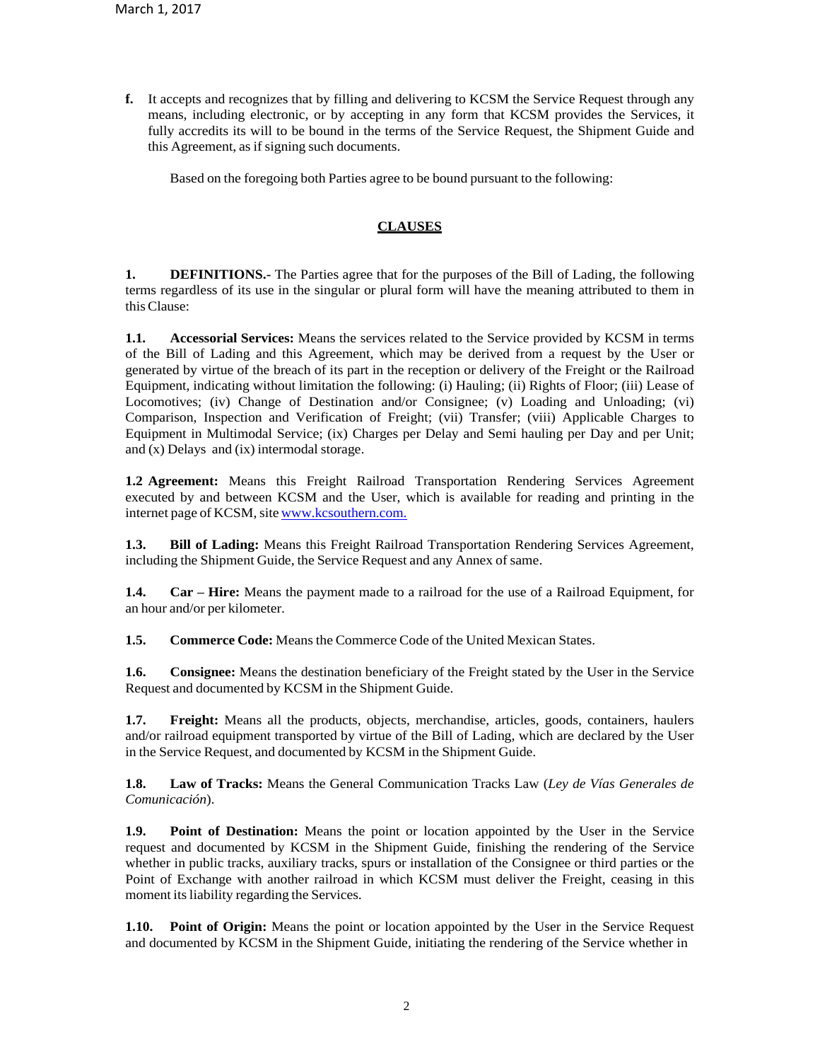**f.** It accepts and recognizes that by filling and delivering to KCSM the Service Request through any means, including electronic, or by accepting in any form that KCSM provides the Services, it fully accredits its will to be bound in the terms of the Service Request, the Shipment Guide and this Agreement, as if signing such documents.

Based on the foregoing both Parties agree to be bound pursuant to the following:

## CLAUSES

**1. DEFINITIONS.-** The Parties agree that for the purposes of the Bill of Lading, the following terms regardless of its use in the singular or plural form will have the meaning attributed to them in this Clause:

**1.1. Accessorial Services:** Means the services related to the Service provided by KCSM in terms of the Bill of Lading and this Agreement, which may be derived from a request by the User or generated by virtue of the breach of its part in the reception or delivery of the Freight or the Railroad Equipment, indicating without limitation the following: (i) Hauling; (ii) Rights of Floor; (iii) Lease of Locomotives; (iv) Change of Destination and/or Consignee; (v) Loading and Unloading; (vi) Comparison, Inspection and Verification of Freight; (vii) Transfer; (viii) Applicable Charges to Equipment in Multimodal Service; (ix) Charges per Delay and Semi hauling per Day and per Unit; and (x) Delays and (ix) intermodal storage.

**1.2 Agreement:** Means this Freight Railroad Transportation Rendering Services Agreement executed by and between KCSM and the User, which is available for reading and printing in the internet page of KCSM, site www.kcsouthern.com.

**1.3. Bill of Lading:** Means this Freight Railroad Transportation Rendering Services Agreement, including the Shipment Guide, the Service Request and any Annex of same.

**1.4. Car – Hire:** Means the payment made to a railroad for the use of a Railroad Equipment, for an hour and/or per kilometer.

**1.5. Commerce Code:** Means the Commerce Code of the United Mexican States.

**1.6. Consignee:** Means the destination beneficiary of the Freight stated by the User in the Service Request and documented by KCSM in the Shipment Guide.

**1.7. Freight:** Means all the products, objects, merchandise, articles, goods, containers, haulers and/or railroad equipment transported by virtue of the Bill of Lading, which are declared by the User in the Service Request, and documented by KCSM in the Shipment Guide.

**1.8. Law of Tracks:** Means the General Communication Tracks Law (*Ley de Vías Generales de Comunicación*).

**1.9. Point of Destination:** Means the point or location appointed by the User in the Service request and documented by KCSM in the Shipment Guide, finishing the rendering of the Service whether in public tracks, auxiliary tracks, spurs or installation of the Consignee or third parties or the Point of Exchange with another railroad in which KCSM must deliver the Freight, ceasing in this moment its liability regarding the Services.

**1.10. Point of Origin:** Means the point or location appointed by the User in the Service Request and documented by KCSM in the Shipment Guide, initiating the rendering of the Service whether in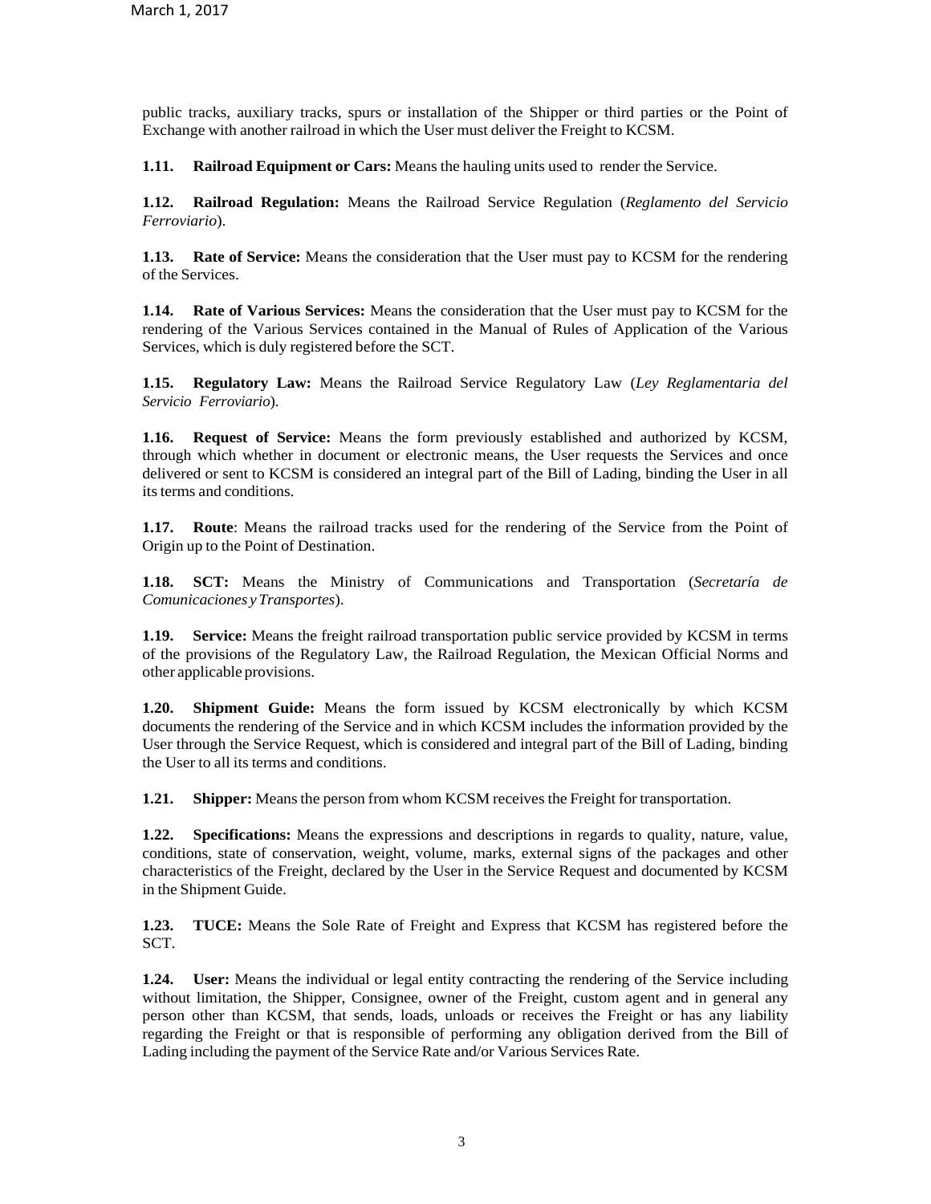public tracks, auxiliary tracks, spurs or installation of the Shipper or third parties or the Point of Exchange with another railroad in which the User must deliver the Freight to KCSM.

**1.11. Railroad Equipment or Cars:** Means the hauling units used to render the Service.

**1.12. Railroad Regulation:** Means the Railroad Service Regulation (*Reglamento del Servicio Ferroviario*).

**1.13. Rate of Service:** Means the consideration that the User must pay to KCSM for the rendering of the Services.

**1.14. Rate of Various Services:** Means the consideration that the User must pay to KCSM for the rendering of the Various Services contained in the Manual of Rules of Application of the Various Services, which is duly registered before the SCT.

**1.15. Regulatory Law:** Means the Railroad Service Regulatory Law (*Ley Reglamentaria del Servicio Ferroviario*).

**1.16. Request of Service:** Means the form previously established and authorized by KCSM, through which whether in document or electronic means, the User requests the Services and once delivered or sent to KCSM is considered an integral part of the Bill of Lading, binding the User in all its terms and conditions.

**1.17. Route**: Means the railroad tracks used for the rendering of the Service from the Point of Origin up to the Point of Destination.

**1.18. SCT:** Means the Ministry of Communications and Transportation (*Secretaría de Comunicaciones y Transportes*).

**1.19. Service:** Means the freight railroad transportation public service provided by KCSM in terms of the provisions of the Regulatory Law, the Railroad Regulation, the Mexican Official Norms and other applicable provisions.

**1.20. Shipment Guide:** Means the form issued by KCSM electronically by which KCSM documents the rendering of the Service and in which KCSM includes the information provided by the User through the Service Request, which is considered and integral part of the Bill of Lading, binding the User to all its terms and conditions.

**1.21. Shipper:** Means the person from whom KCSM receives the Freight for transportation.

**1.22. Specifications:** Means the expressions and descriptions in regards to quality, nature, value, conditions, state of conservation, weight, volume, marks, external signs of the packages and other characteristics of the Freight, declared by the User in the Service Request and documented by KCSM in the Shipment Guide.

**1.23. TUCE:** Means the Sole Rate of Freight and Express that KCSM has registered before the SCT.

**1.24. User:** Means the individual or legal entity contracting the rendering of the Service including without limitation, the Shipper, Consignee, owner of the Freight, custom agent and in general any person other than KCSM, that sends, loads, unloads or receives the Freight or has any liability regarding the Freight or that is responsible of performing any obligation derived from the Bill of Lading including the payment of the Service Rate and/or Various Services Rate.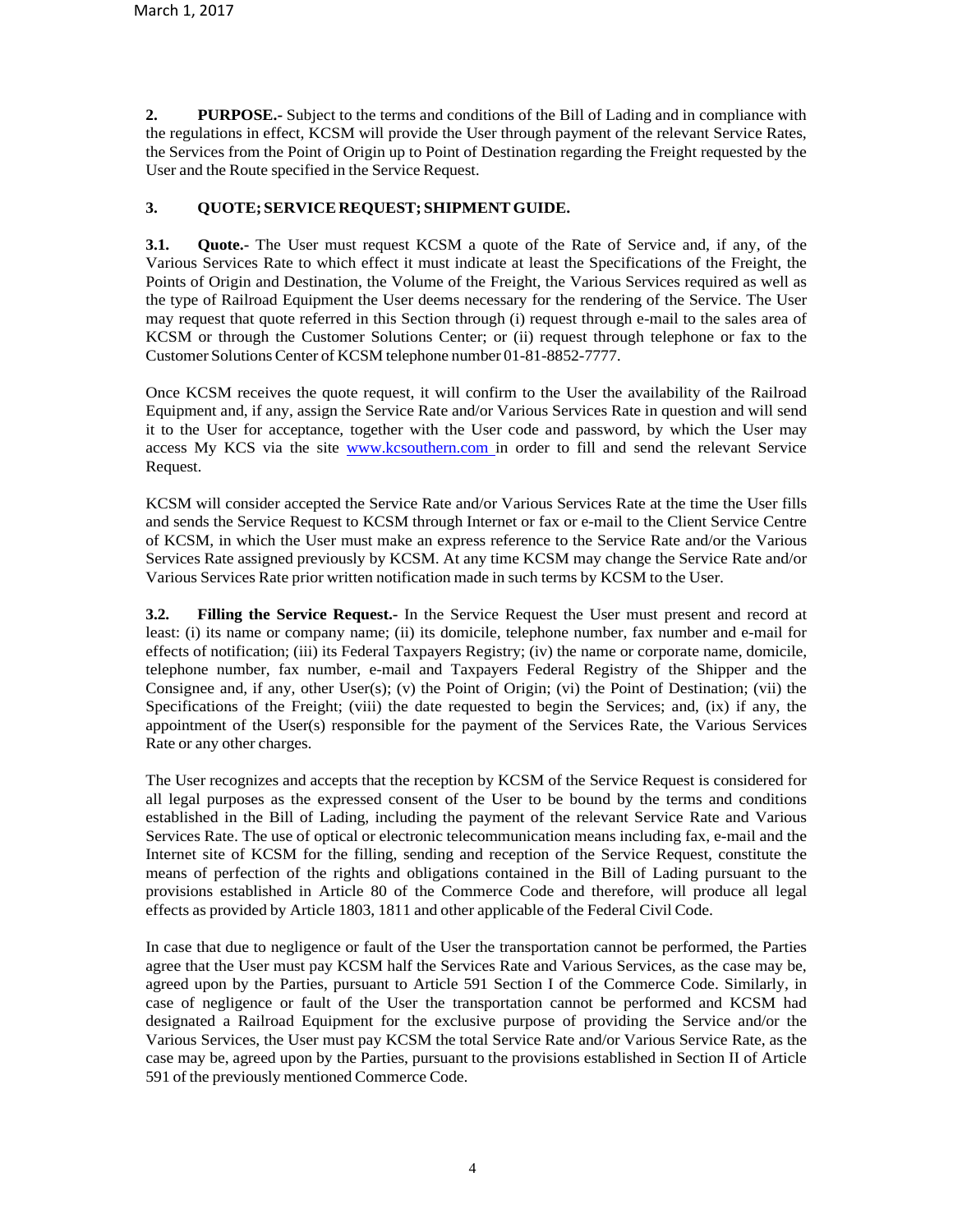**2. PURPOSE.-** Subject to the terms and conditions of the Bill of Lading and in compliance with the regulations in effect, KCSM will provide the User through payment of the relevant Service Rates, the Services from the Point of Origin up to Point of Destination regarding the Freight requested by the User and the Route specified in the Service Request.

**3. QUOTE; SERVICE REQUEST; SHIPMENT GUIDE.**

**3.1. Quote.-** The User must request KCSM a quote of the Rate of Service and, if any, of the Various Services Rate to which effect it must indicate at least the Specifications of the Freight, the Points of Origin and Destination, the Volume of the Freight, the Various Services required as well as the type of Railroad Equipment the User deems necessary for the rendering of the Service. The User may request that quote referred in this Section through (i) request through e-mail to the sales area of KCSM or through the Customer Solutions Center; or (ii) request through telephone or fax to the Customer Solutions Center of KCSM telephone number 01-81-8852-7777.

Once KCSM receives the quote request, it will confirm to the User the availability of the Railroad Equipment and, if any, assign the Service Rate and/or Various Services Rate in question and will send it to the User for acceptance, together with the User code and password, by which the User may access My KCS via the site www.kcsouthern.com in order to fill and send the relevant Service Request.

KCSM will consider accepted the Service Rate and/or Various Services Rate at the time the User fills and sends the Service Request to KCSM through Internet or fax or e-mail to the Client Service Centre of KCSM, in which the User must make an express reference to the Service Rate and/or the Various Services Rate assigned previously by KCSM. At any time KCSM may change the Service Rate and/or Various Services Rate prior written notification made in such terms by KCSM to the User.

**3.2. Filling the Service Request.-** In the Service Request the User must present and record at least: (i) its name or company name; (ii) its domicile, telephone number, fax number and e-mail for effects of notification; (iii) its Federal Taxpayers Registry; (iv) the name or corporate name, domicile, telephone number, fax number, e-mail and Taxpayers Federal Registry of the Shipper and the Consignee and, if any, other User(s); (v) the Point of Origin; (vi) the Point of Destination; (vii) the Specifications of the Freight; (viii) the date requested to begin the Services; and, (ix) if any, the appointment of the User(s) responsible for the payment of the Services Rate, the Various Services Rate or any other charges.

The User recognizes and accepts that the reception by KCSM of the Service Request is considered for all legal purposes as the expressed consent of the User to be bound by the terms and conditions established in the Bill of Lading, including the payment of the relevant Service Rate and Various Services Rate. The use of optical or electronic telecommunication means including fax, e-mail and the Internet site of KCSM for the filling, sending and reception of the Service Request, constitute the means of perfection of the rights and obligations contained in the Bill of Lading pursuant to the provisions established in Article 80 of the Commerce Code and therefore, will produce all legal effects as provided by Article 1803, 1811 and other applicable of the Federal Civil Code.

In case that due to negligence or fault of the User the transportation cannot be performed, the Parties agree that the User must pay KCSM half the Services Rate and Various Services, as the case may be, agreed upon by the Parties, pursuant to Article 591 Section I of the Commerce Code. Similarly, in case of negligence or fault of the User the transportation cannot be performed and KCSM had designated a Railroad Equipment for the exclusive purpose of providing the Service and/or the Various Services, the User must pay KCSM the total Service Rate and/or Various Service Rate, as the case may be, agreed upon by the Parties, pursuant to the provisions established in Section II of Article 591 of the previously mentioned Commerce Code.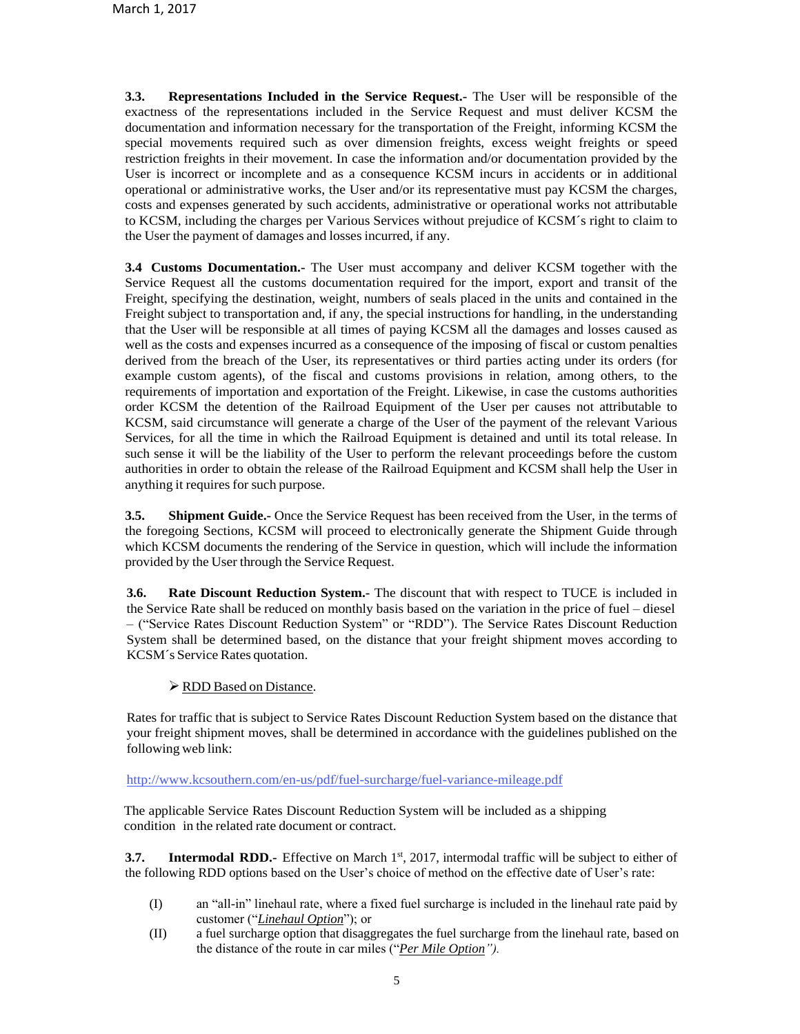**3.3. Representations Included in the Service Request.-** The User will be responsible of the exactness of the representations included in the Service Request and must deliver KCSM the documentation and information necessary for the transportation of the Freight, informing KCSM the special movements required such as over dimension freights, excess weight freights or speed restriction freights in their movement. In case the information and/or documentation provided by the User is incorrect or incomplete and as a consequence KCSM incurs in accidents or in additional operational or administrative works, the User and/or its representative must pay KCSM the charges, costs and expenses generated by such accidents, administrative or operational works not attributable to KCSM, including the charges per Various Services without prejudice of KCSM´s right to claim to the User the payment of damages and losses incurred, if any.

**3.4 Customs Documentation.-** The User must accompany and deliver KCSM together with the Service Request all the customs documentation required for the import, export and transit of the Freight, specifying the destination, weight, numbers of seals placed in the units and contained in the Freight subject to transportation and, if any, the special instructions for handling, in the understanding that the User will be responsible at all times of paying KCSM all the damages and losses caused as well as the costs and expenses incurred as a consequence of the imposing of fiscal or custom penalties derived from the breach of the User, its representatives or third parties acting under its orders (for example custom agents), of the fiscal and customs provisions in relation, among others, to the requirements of importation and exportation of the Freight. Likewise, in case the customs authorities order KCSM the detention of the Railroad Equipment of the User per causes not attributable to KCSM, said circumstance will generate a charge of the User of the payment of the relevant Various Services, for all the time in which the Railroad Equipment is detained and until its total release. In such sense it will be the liability of the User to perform the relevant proceedings before the custom authorities in order to obtain the release of the Railroad Equipment and KCSM shall help the User in anything it requires for such purpose.

**3.5. Shipment Guide.-** Once the Service Request has been received from the User, in the terms of the foregoing Sections, KCSM will proceed to electronically generate the Shipment Guide through which KCSM documents the rendering of the Service in question, which will include the information provided by the User through the Service Request.

**3.6. Rate Discount Reduction System.-** The discount that with respect to TUCE is included in the Service Rate shall be reduced on monthly basis based on the variation in the price of fuel – diesel – ("Service Rates Discount Reduction System" or "RDD"). The Service Rates Discount Reduction System shall be determined based, on the distance that your freight shipment moves according to KCSM´s Service Rates quotation.

- RDD Based on Distance.

Rates for traffic that is subject to Service Rates Discount Reduction System based on the distance that your freight shipment moves, shall be determined in accordance with the guidelines published on the following web link:

http://www.kcsouthern.com/en-us/pdf/fuel-surcharge/fuel-variance-mileage.pdf

The applicable Service Rates Discount Reduction System will be included as a shipping condition in the related rate document or contract.

**3.7. Intermodal RDD.-** Effective on March 1st, 2017, intermodal traffic will be subject to either of the following RDD options based on the User's choice of method on the effective date of User's rate:

(I) an "all-in" linehaul rate, where a fixed fuel surcharge is included in the linehaul rate paid by customer ("*Linehaul Option*"); or

(II) a fuel surcharge option that disaggregates the fuel surcharge from the linehaul rate, based on the distance of the route in car miles ("*Per Mile Option*").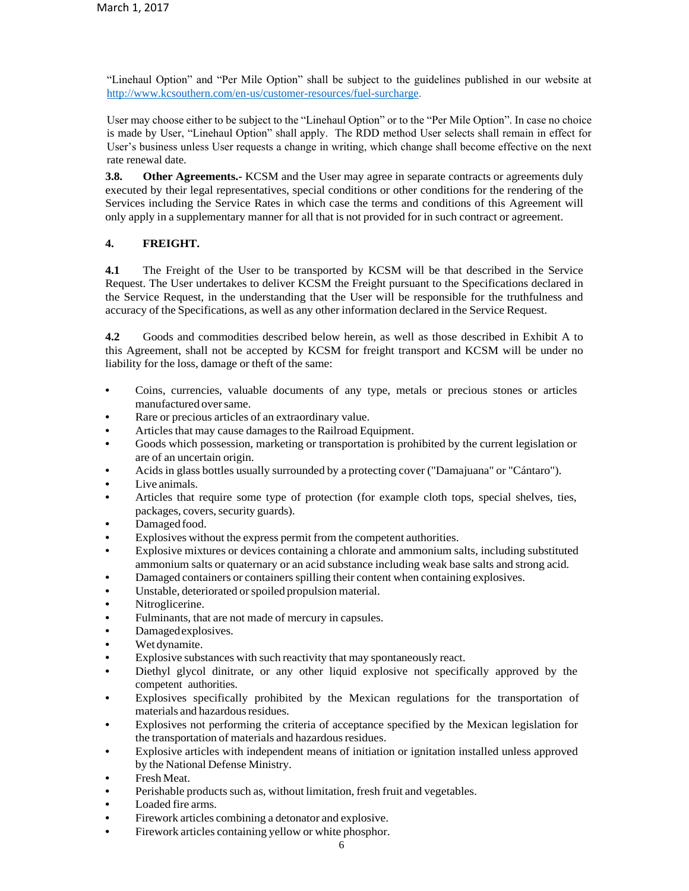"Linehaul Option" and "Per Mile Option" shall be subject to the guidelines published in our website at [http://www.kcsouthern.com/en-us/customer-resources/fuel-surcharge](http://www.kcsouthern.com/en-us/customer-resources/fuel-surcharge).

User may choose either to be subject to the "Linehaul Option" or to the "Per Mile Option". In case no choice is made by User, "Linehaul Option" shall apply. The RDD method User selects shall remain in effect for User's business unless User requests a change in writing, which change shall become effective on the next rate renewal date.

**3.8. Other Agreements.-** KCSM and the User may agree in separate contracts or agreements duly executed by their legal representatives, special conditions or other conditions for the rendering of the Services including the Service Rates in which case the terms and conditions of this Agreement will only apply in a supplementary manner for all that is not provided for in such contract or agreement.

## 4. FREIGHT.

**4.1** The Freight of the User to be transported by KCSM will be that described in the Service Request. The User undertakes to deliver KCSM the Freight pursuant to the Specifications declared in the Service Request, in the understanding that the User will be responsible for the truthfulness and accuracy of the Specifications, as well as any other information declared in the Service Request.

**4.2** Goods and commodities described below herein, as well as those described in Exhibit A to this Agreement, shall not be accepted by KCSM for freight transport and KCSM will be under no liability for the loss, damage or theft of the same:

- Coins, currencies, valuable documents of any type, metals or precious stones or articles manufactured over same.
- Rare or precious articles of an extraordinary value.
- Articles that may cause damages to the Railroad Equipment.
- Goods which possession, marketing or transportation is prohibited by the current legislation or are of an uncertain origin.
- Acids in glass bottles usually surrounded by a protecting cover ("Damajuana" or "Cántaro").
- Live animals.
- Articles that require some type of protection (for example cloth tops, special shelves, ties, packages, covers, security guards).
- Damaged food.
- Explosives without the express permit from the competent authorities.
- Explosive mixtures or devices containing a chlorate and ammonium salts, including substituted ammonium salts or quaternary or an acid substance including weak base salts and strong acid.
- Damaged containers or containers spilling their content when containing explosives.
- Unstable, deteriorated or spoiled propulsion material.
- Nitroglicerine.
- Fulminants, that are not made of mercury in capsules.
- Damaged explosives.
- Wet dynamite.
- Explosive substances with such reactivity that may spontaneously react.
- Diethyl glycol dinitrate, or any other liquid explosive not specifically approved by the competent authorities.
- Explosives specifically prohibited by the Mexican regulations for the transportation of materials and hazardous residues.
- Explosives not performing the criteria of acceptance specified by the Mexican legislation for the transportation of materials and hazardous residues.
- Explosive articles with independent means of initiation or ignitation installed unless approved by the National Defense Ministry.
- Fresh Meat.
- Perishable products such as, without limitation, fresh fruit and vegetables.
- Loaded fire arms.
- Firework articles combining a detonator and explosive.
- Firework articles containing yellow or white phosphor.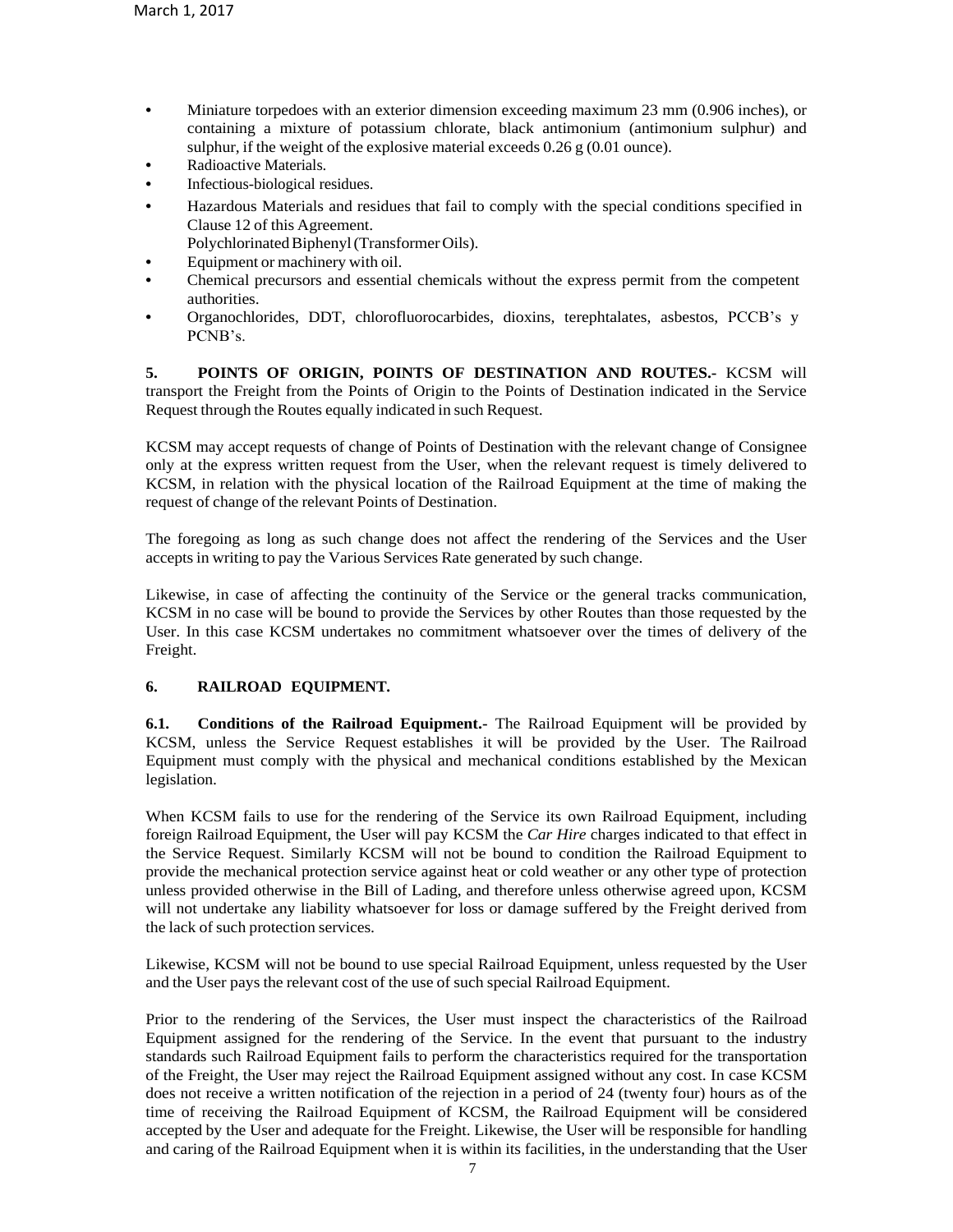- Miniature torpedoes with an exterior dimension exceeding maximum 23 mm (0.906 inches), or containing a mixture of potassium chlorate, black antimonium (antimonium sulphur) and sulphur, if the weight of the explosive material exceeds 0.26 g (0.01 ounce).
- Radioactive Materials.
- Infectious-biological residues.
- Hazardous Materials and residues that fail to comply with the special conditions specified in Clause 12 of this Agreement.
  Polychlorinated Biphenyl (Transformer Oils).
- Equipment or machinery with oil.
- Chemical precursors and essential chemicals without the express permit from the competent authorities.
- Organochlorides, DDT, chlorofluorocarbides, dioxins, terephtalates, asbestos, PCCB's y PCNB's.

**5. POINTS OF ORIGIN, POINTS OF DESTINATION AND ROUTES.-** KCSM will transport the Freight from the Points of Origin to the Points of Destination indicated in the Service Request through the Routes equally indicated in such Request.

KCSM may accept requests of change of Points of Destination with the relevant change of Consignee only at the express written request from the User, when the relevant request is timely delivered to KCSM, in relation with the physical location of the Railroad Equipment at the time of making the request of change of the relevant Points of Destination.

The foregoing as long as such change does not affect the rendering of the Services and the User accepts in writing to pay the Various Services Rate generated by such change.

Likewise, in case of affecting the continuity of the Service or the general tracks communication, KCSM in no case will be bound to provide the Services by other Routes than those requested by the User. In this case KCSM undertakes no commitment whatsoever over the times of delivery of the Freight.

**6. RAILROAD EQUIPMENT.**

**6.1. Conditions of the Railroad Equipment.-** The Railroad Equipment will be provided by KCSM, unless the Service Request establishes it will be provided by the User. The Railroad Equipment must comply with the physical and mechanical conditions established by the Mexican legislation.

When KCSM fails to use for the rendering of the Service its own Railroad Equipment, including foreign Railroad Equipment, the User will pay KCSM the *Car Hire* charges indicated to that effect in the Service Request. Similarly KCSM will not be bound to condition the Railroad Equipment to provide the mechanical protection service against heat or cold weather or any other type of protection unless provided otherwise in the Bill of Lading, and therefore unless otherwise agreed upon, KCSM will not undertake any liability whatsoever for loss or damage suffered by the Freight derived from the lack of such protection services.

Likewise, KCSM will not be bound to use special Railroad Equipment, unless requested by the User and the User pays the relevant cost of the use of such special Railroad Equipment.

Prior to the rendering of the Services, the User must inspect the characteristics of the Railroad Equipment assigned for the rendering of the Service. In the event that pursuant to the industry standards such Railroad Equipment fails to perform the characteristics required for the transportation of the Freight, the User may reject the Railroad Equipment assigned without any cost. In case KCSM does not receive a written notification of the rejection in a period of 24 (twenty four) hours as of the time of receiving the Railroad Equipment of KCSM, the Railroad Equipment will be considered accepted by the User and adequate for the Freight. Likewise, the User will be responsible for handling and caring of the Railroad Equipment when it is within its facilities, in the understanding that the User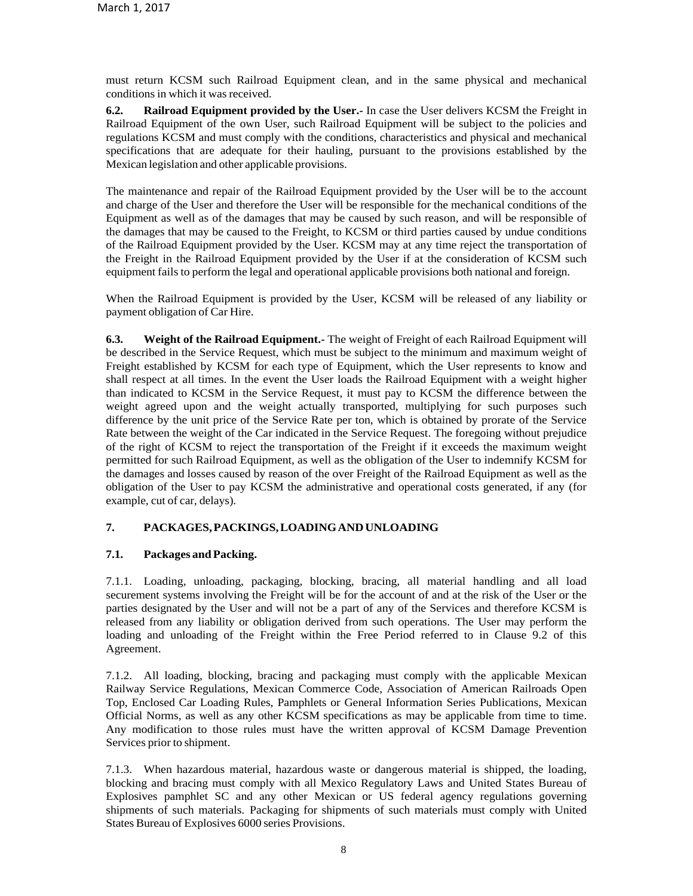must return KCSM such Railroad Equipment clean, and in the same physical and mechanical conditions in which it was received.

**6.2. Railroad Equipment provided by the User.-** In case the User delivers KCSM the Freight in Railroad Equipment of the own User, such Railroad Equipment will be subject to the policies and regulations KCSM and must comply with the conditions, characteristics and physical and mechanical specifications that are adequate for their hauling, pursuant to the provisions established by the Mexican legislation and other applicable provisions.

The maintenance and repair of the Railroad Equipment provided by the User will be to the account and charge of the User and therefore the User will be responsible for the mechanical conditions of the Equipment as well as of the damages that may be caused by such reason, and will be responsible of the damages that may be caused to the Freight, to KCSM or third parties caused by undue conditions of the Railroad Equipment provided by the User. KCSM may at any time reject the transportation of the Freight in the Railroad Equipment provided by the User if at the consideration of KCSM such equipment fails to perform the legal and operational applicable provisions both national and foreign.

When the Railroad Equipment is provided by the User, KCSM will be released of any liability or payment obligation of Car Hire.

**6.3. Weight of the Railroad Equipment.-** The weight of Freight of each Railroad Equipment will be described in the Service Request, which must be subject to the minimum and maximum weight of Freight established by KCSM for each type of Equipment, which the User represents to know and shall respect at all times. In the event the User loads the Railroad Equipment with a weight higher than indicated to KCSM in the Service Request, it must pay to KCSM the difference between the weight agreed upon and the weight actually transported, multiplying for such purposes such difference by the unit price of the Service Rate per ton, which is obtained by prorate of the Service Rate between the weight of the Car indicated in the Service Request. The foregoing without prejudice of the right of KCSM to reject the transportation of the Freight if it exceeds the maximum weight permitted for such Railroad Equipment, as well as the obligation of the User to indemnify KCSM for the damages and losses caused by reason of the over Freight of the Railroad Equipment as well as the obligation of the User to pay KCSM the administrative and operational costs generated, if any (for example, cut of car, delays).

## 7. PACKAGES, PACKINGS, LOADING AND UNLOADING

### 7.1. Packages and Packing.

7.1.1. Loading, unloading, packaging, blocking, bracing, all material handling and all load securement systems involving the Freight will be for the account of and at the risk of the User or the parties designated by the User and will not be a part of any of the Services and therefore KCSM is released from any liability or obligation derived from such operations. The User may perform the loading and unloading of the Freight within the Free Period referred to in Clause 9.2 of this Agreement.

7.1.2. All loading, blocking, bracing and packaging must comply with the applicable Mexican Railway Service Regulations, Mexican Commerce Code, Association of American Railroads Open Top, Enclosed Car Loading Rules, Pamphlets or General Information Series Publications, Mexican Official Norms, as well as any other KCSM specifications as may be applicable from time to time. Any modification to those rules must have the written approval of KCSM Damage Prevention Services prior to shipment.

7.1.3. When hazardous material, hazardous waste or dangerous material is shipped, the loading, blocking and bracing must comply with all Mexico Regulatory Laws and United States Bureau of Explosives pamphlet SC and any other Mexican or US federal agency regulations governing shipments of such materials. Packaging for shipments of such materials must comply with United States Bureau of Explosives 6000 series Provisions.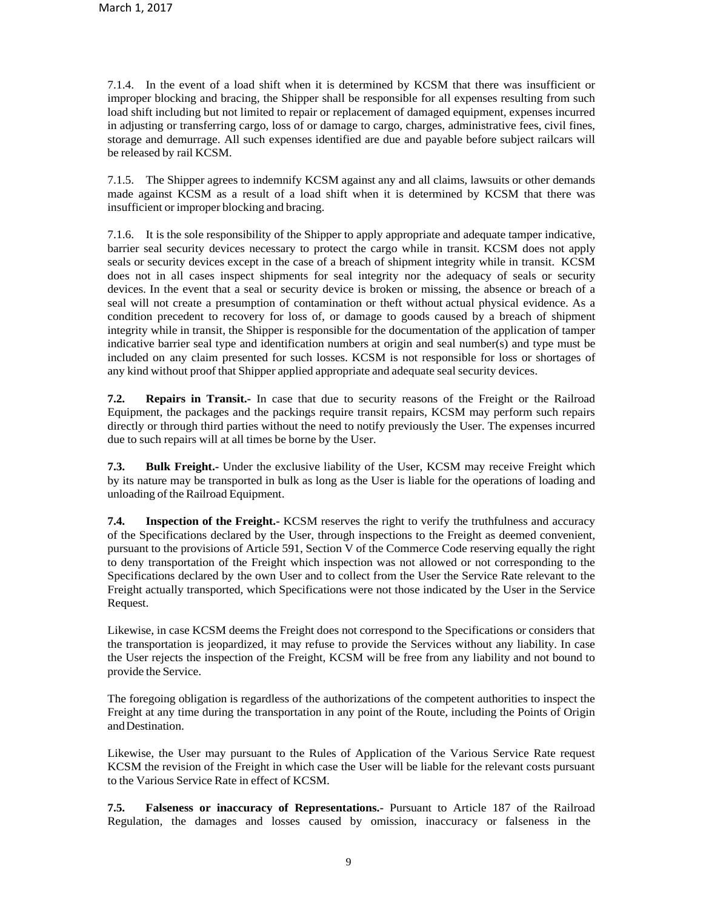7.1.4. In the event of a load shift when it is determined by KCSM that there was insufficient or improper blocking and bracing, the Shipper shall be responsible for all expenses resulting from such load shift including but not limited to repair or replacement of damaged equipment, expenses incurred in adjusting or transferring cargo, loss of or damage to cargo, charges, administrative fees, civil fines, storage and demurrage. All such expenses identified are due and payable before subject railcars will be released by rail KCSM.

7.1.5. The Shipper agrees to indemnify KCSM against any and all claims, lawsuits or other demands made against KCSM as a result of a load shift when it is determined by KCSM that there was insufficient or improper blocking and bracing.

7.1.6. It is the sole responsibility of the Shipper to apply appropriate and adequate tamper indicative, barrier seal security devices necessary to protect the cargo while in transit. KCSM does not apply seals or security devices except in the case of a breach of shipment integrity while in transit. KCSM does not in all cases inspect shipments for seal integrity nor the adequacy of seals or security devices. In the event that a seal or security device is broken or missing, the absence or breach of a seal will not create a presumption of contamination or theft without actual physical evidence. As a condition precedent to recovery for loss of, or damage to goods caused by a breach of shipment integrity while in transit, the Shipper is responsible for the documentation of the application of tamper indicative barrier seal type and identification numbers at origin and seal number(s) and type must be included on any claim presented for such losses. KCSM is not responsible for loss or shortages of any kind without proof that Shipper applied appropriate and adequate seal security devices.

**7.2. Repairs in Transit.-** In case that due to security reasons of the Freight or the Railroad Equipment, the packages and the packings require transit repairs, KCSM may perform such repairs directly or through third parties without the need to notify previously the User. The expenses incurred due to such repairs will at all times be borne by the User.

**7.3. Bulk Freight.-** Under the exclusive liability of the User, KCSM may receive Freight which by its nature may be transported in bulk as long as the User is liable for the operations of loading and unloading of the Railroad Equipment.

**7.4. Inspection of the Freight.-** KCSM reserves the right to verify the truthfulness and accuracy of the Specifications declared by the User, through inspections to the Freight as deemed convenient, pursuant to the provisions of Article 591, Section V of the Commerce Code reserving equally the right to deny transportation of the Freight which inspection was not allowed or not corresponding to the Specifications declared by the own User and to collect from the User the Service Rate relevant to the Freight actually transported, which Specifications were not those indicated by the User in the Service Request.

Likewise, in case KCSM deems the Freight does not correspond to the Specifications or considers that the transportation is jeopardized, it may refuse to provide the Services without any liability. In case the User rejects the inspection of the Freight, KCSM will be free from any liability and not bound to provide the Service.

The foregoing obligation is regardless of the authorizations of the competent authorities to inspect the Freight at any time during the transportation in any point of the Route, including the Points of Origin and Destination.

Likewise, the User may pursuant to the Rules of Application of the Various Service Rate request KCSM the revision of the Freight in which case the User will be liable for the relevant costs pursuant to the Various Service Rate in effect of KCSM.

**7.5. Falseness or inaccuracy of Representations.-** Pursuant to Article 187 of the Railroad Regulation, the damages and losses caused by omission, inaccuracy or falseness in the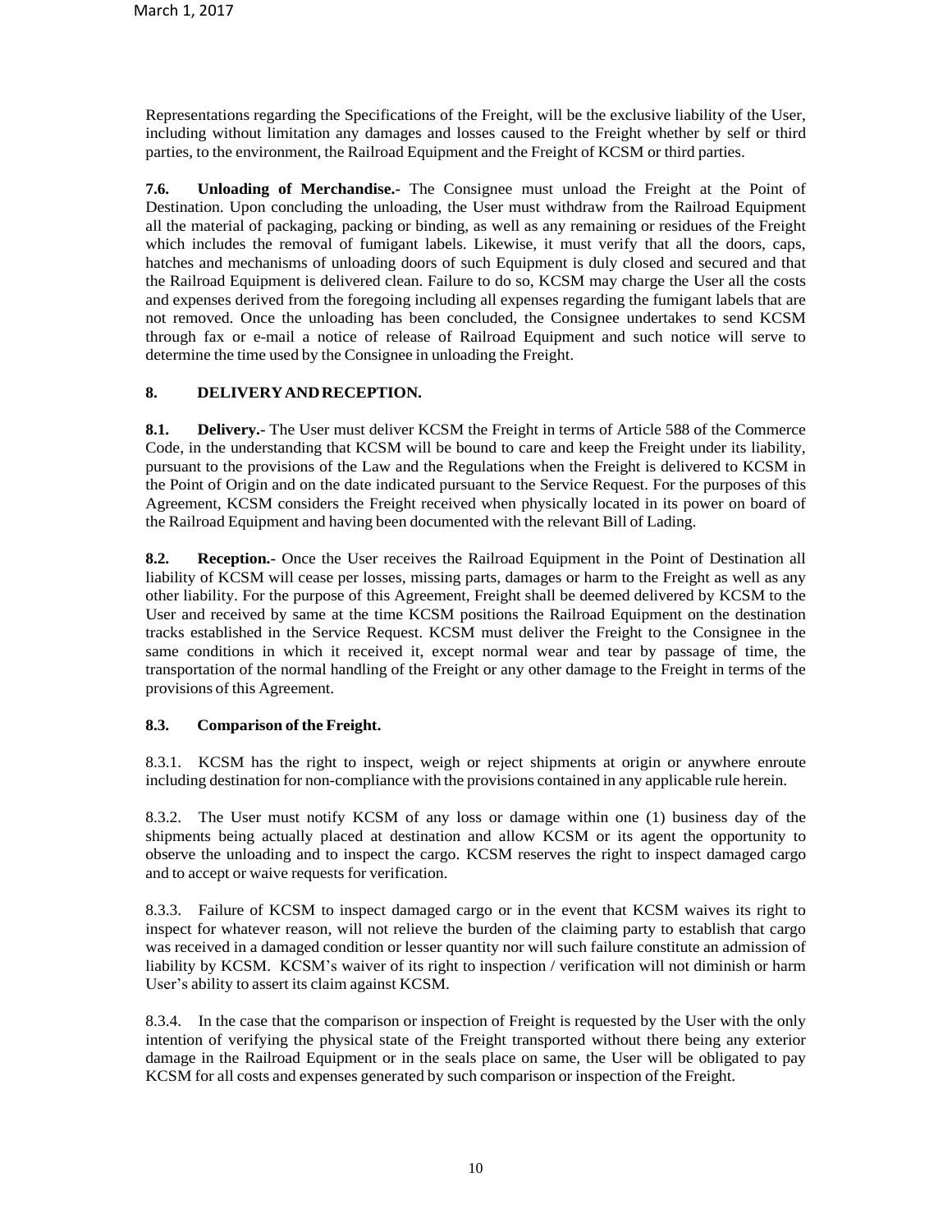Representations regarding the Specifications of the Freight, will be the exclusive liability of the User, including without limitation any damages and losses caused to the Freight whether by self or third parties, to the environment, the Railroad Equipment and the Freight of KCSM or third parties.

**7.6. Unloading of Merchandise.-** The Consignee must unload the Freight at the Point of Destination. Upon concluding the unloading, the User must withdraw from the Railroad Equipment all the material of packaging, packing or binding, as well as any remaining or residues of the Freight which includes the removal of fumigant labels. Likewise, it must verify that all the doors, caps, hatches and mechanisms of unloading doors of such Equipment is duly closed and secured and that the Railroad Equipment is delivered clean. Failure to do so, KCSM may charge the User all the costs and expenses derived from the foregoing including all expenses regarding the fumigant labels that are not removed. Once the unloading has been concluded, the Consignee undertakes to send KCSM through fax or e-mail a notice of release of Railroad Equipment and such notice will serve to determine the time used by the Consignee in unloading the Freight.

## 8. DELIVERY AND RECEPTION.

**8.1. Delivery.-** The User must deliver KCSM the Freight in terms of Article 588 of the Commerce Code, in the understanding that KCSM will be bound to care and keep the Freight under its liability, pursuant to the provisions of the Law and the Regulations when the Freight is delivered to KCSM in the Point of Origin and on the date indicated pursuant to the Service Request. For the purposes of this Agreement, KCSM considers the Freight received when physically located in its power on board of the Railroad Equipment and having been documented with the relevant Bill of Lading.

**8.2. Reception.-** Once the User receives the Railroad Equipment in the Point of Destination all liability of KCSM will cease per losses, missing parts, damages or harm to the Freight as well as any other liability. For the purpose of this Agreement, Freight shall be deemed delivered by KCSM to the User and received by same at the time KCSM positions the Railroad Equipment on the destination tracks established in the Service Request. KCSM must deliver the Freight to the Consignee in the same conditions in which it received it, except normal wear and tear by passage of time, the transportation of the normal handling of the Freight or any other damage to the Freight in terms of the provisions of this Agreement.

### 8.3. Comparison of the Freight.

8.3.1. KCSM has the right to inspect, weigh or reject shipments at origin or anywhere enroute including destination for non-compliance with the provisions contained in any applicable rule herein.

8.3.2. The User must notify KCSM of any loss or damage within one (1) business day of the shipments being actually placed at destination and allow KCSM or its agent the opportunity to observe the unloading and to inspect the cargo. KCSM reserves the right to inspect damaged cargo and to accept or waive requests for verification.

8.3.3. Failure of KCSM to inspect damaged cargo or in the event that KCSM waives its right to inspect for whatever reason, will not relieve the burden of the claiming party to establish that cargo was received in a damaged condition or lesser quantity nor will such failure constitute an admission of liability by KCSM. KCSM's waiver of its right to inspection / verification will not diminish or harm User's ability to assert its claim against KCSM.

8.3.4. In the case that the comparison or inspection of Freight is requested by the User with the only intention of verifying the physical state of the Freight transported without there being any exterior damage in the Railroad Equipment or in the seals place on same, the User will be obligated to pay KCSM for all costs and expenses generated by such comparison or inspection of the Freight.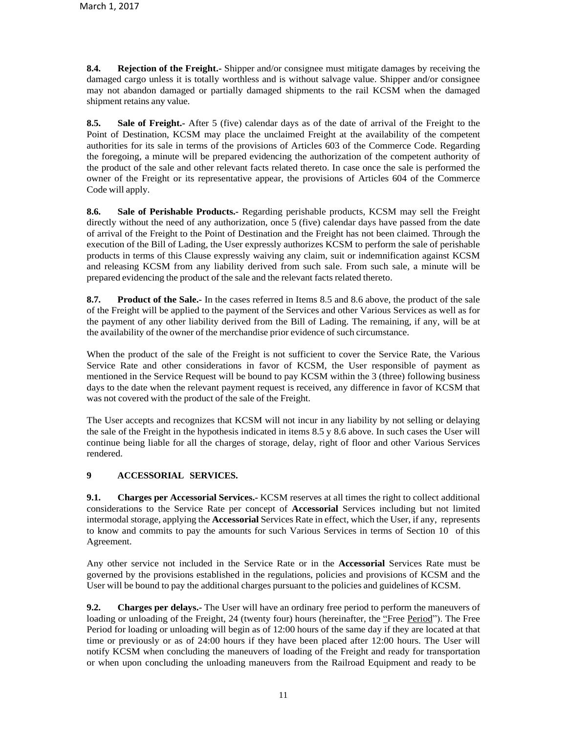**8.4. Rejection of the Freight.-** Shipper and/or consignee must mitigate damages by receiving the damaged cargo unless it is totally worthless and is without salvage value. Shipper and/or consignee may not abandon damaged or partially damaged shipments to the rail KCSM when the damaged shipment retains any value.

**8.5. Sale of Freight.-** After 5 (five) calendar days as of the date of arrival of the Freight to the Point of Destination, KCSM may place the unclaimed Freight at the availability of the competent authorities for its sale in terms of the provisions of Articles 603 of the Commerce Code. Regarding the foregoing, a minute will be prepared evidencing the authorization of the competent authority of the product of the sale and other relevant facts related thereto. In case once the sale is performed the owner of the Freight or its representative appear, the provisions of Articles 604 of the Commerce Code will apply.

**8.6. Sale of Perishable Products.-** Regarding perishable products, KCSM may sell the Freight directly without the need of any authorization, once 5 (five) calendar days have passed from the date of arrival of the Freight to the Point of Destination and the Freight has not been claimed. Through the execution of the Bill of Lading, the User expressly authorizes KCSM to perform the sale of perishable products in terms of this Clause expressly waiving any claim, suit or indemnification against KCSM and releasing KCSM from any liability derived from such sale. From such sale, a minute will be prepared evidencing the product of the sale and the relevant facts related thereto.

**8.7. Product of the Sale.-** In the cases referred in Items 8.5 and 8.6 above, the product of the sale of the Freight will be applied to the payment of the Services and other Various Services as well as for the payment of any other liability derived from the Bill of Lading. The remaining, if any, will be at the availability of the owner of the merchandise prior evidence of such circumstance.

When the product of the sale of the Freight is not sufficient to cover the Service Rate, the Various Service Rate and other considerations in favor of KCSM, the User responsible of payment as mentioned in the Service Request will be bound to pay KCSM within the 3 (three) following business days to the date when the relevant payment request is received, any difference in favor of KCSM that was not covered with the product of the sale of the Freight.

The User accepts and recognizes that KCSM will not incur in any liability by not selling or delaying the sale of the Freight in the hypothesis indicated in items 8.5 y 8.6 above. In such cases the User will continue being liable for all the charges of storage, delay, right of floor and other Various Services rendered.

## 9 ACCESSORIAL SERVICES.

**9.1. Charges per Accessorial Services.-** KCSM reserves at all times the right to collect additional considerations to the Service Rate per concept of **Accessorial** Services including but not limited intermodal storage, applying the **Accessorial** Services Rate in effect, which the User, if any, represents to know and commits to pay the amounts for such Various Services in terms of Section 10 of this Agreement.

Any other service not included in the Service Rate or in the **Accessorial** Services Rate must be governed by the provisions established in the regulations, policies and provisions of KCSM and the User will be bound to pay the additional charges pursuant to the policies and guidelines of KCSM.

**9.2. Charges per delays.-** The User will have an ordinary free period to perform the maneuvers of loading or unloading of the Freight, 24 (twenty four) hours (hereinafter, the "Free Period"). The Free Period for loading or unloading will begin as of 12:00 hours of the same day if they are located at that time or previously or as of 24:00 hours if they have been placed after 12:00 hours. The User will notify KCSM when concluding the maneuvers of loading of the Freight and ready for transportation or when upon concluding the unloading maneuvers from the Railroad Equipment and ready to be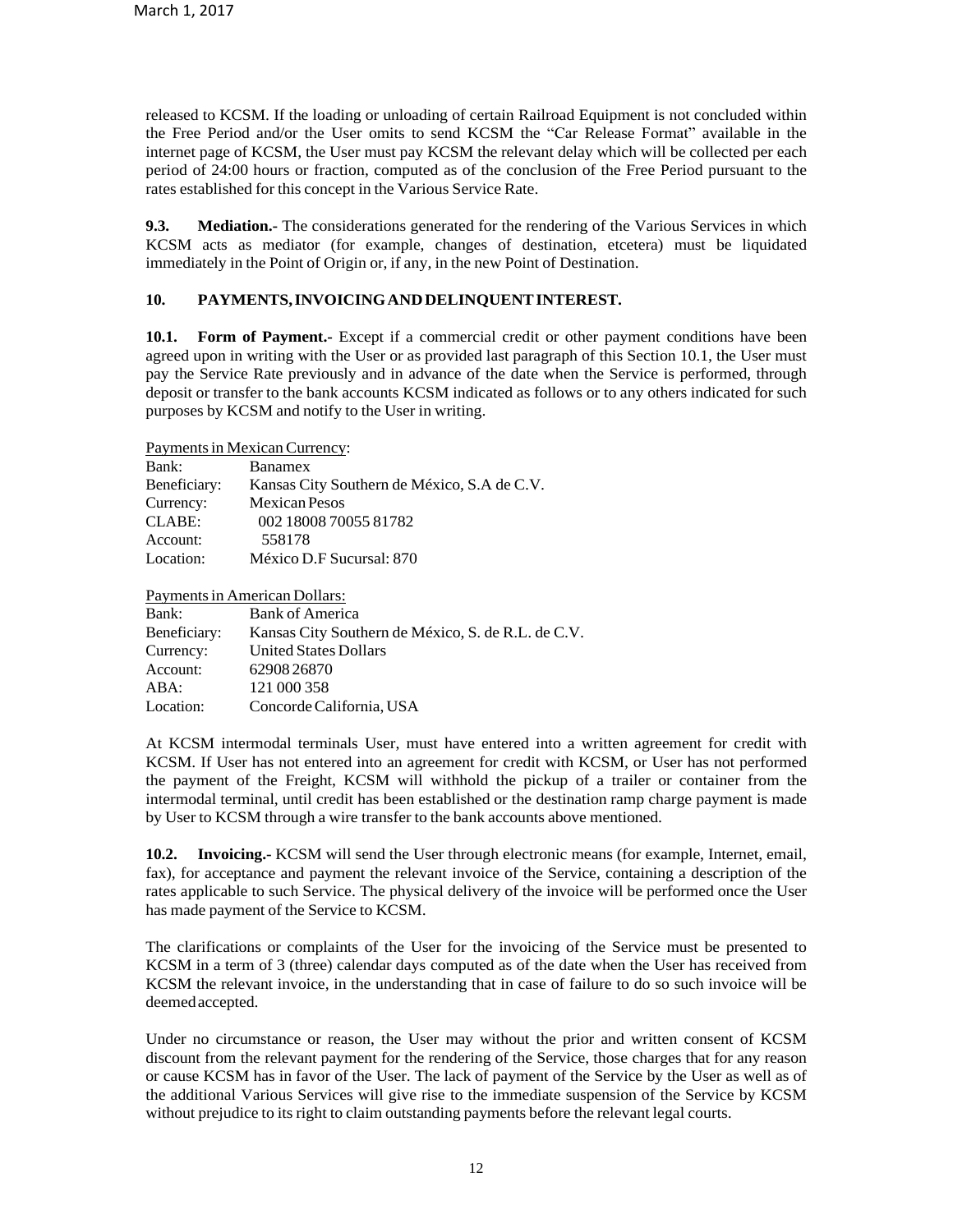released to KCSM. If the loading or unloading of certain Railroad Equipment is not concluded within the Free Period and/or the User omits to send KCSM the "Car Release Format" available in the internet page of KCSM, the User must pay KCSM the relevant delay which will be collected per each period of 24:00 hours or fraction, computed as of the conclusion of the Free Period pursuant to the rates established for this concept in the Various Service Rate.

**9.3. Mediation.-** The considerations generated for the rendering of the Various Services in which KCSM acts as mediator (for example, changes of destination, etcetera) must be liquidated immediately in the Point of Origin or, if any, in the new Point of Destination.

## 10. PAYMENTS, INVOICING AND DELINQUENT INTEREST.

**10.1. Form of Payment.-** Except if a commercial credit or other payment conditions have been agreed upon in writing with the User or as provided last paragraph of this Section 10.1, the User must pay the Service Rate previously and in advance of the date when the Service is performed, through deposit or transfer to the bank accounts KCSM indicated as follows or to any others indicated for such purposes by KCSM and notify to the User in writing.

Payments in Mexican Currency:

| | |
|---|---|
| Bank: | Banamex |
| Beneficiary: | Kansas City Southern de México, S.A de C.V. |
| Currency: | Mexican Pesos |
| CLABE: | 002 18008 70055 81782 |
| Account: | 558178 |
| Location: | México D.F Sucursal: 870 |

Payments in American Dollars:

| | |
|---|---|
| Bank: | Bank of America |
| Beneficiary: | Kansas City Southern de México, S. de R.L. de C.V. |
| Currency: | United States Dollars |
| Account: | 62908 26870 |
| ABA: | 121 000 358 |
| Location: | Concorde California, USA |

At KCSM intermodal terminals User, must have entered into a written agreement for credit with KCSM. If User has not entered into an agreement for credit with KCSM, or User has not performed the payment of the Freight, KCSM will withhold the pickup of a trailer or container from the intermodal terminal, until credit has been established or the destination ramp charge payment is made by User to KCSM through a wire transfer to the bank accounts above mentioned.

**10.2. Invoicing.-** KCSM will send the User through electronic means (for example, Internet, email, fax), for acceptance and payment the relevant invoice of the Service, containing a description of the rates applicable to such Service. The physical delivery of the invoice will be performed once the User has made payment of the Service to KCSM.

The clarifications or complaints of the User for the invoicing of the Service must be presented to KCSM in a term of 3 (three) calendar days computed as of the date when the User has received from KCSM the relevant invoice, in the understanding that in case of failure to do so such invoice will be deemed accepted.

Under no circumstance or reason, the User may without the prior and written consent of KCSM discount from the relevant payment for the rendering of the Service, those charges that for any reason or cause KCSM has in favor of the User. The lack of payment of the Service by the User as well as of the additional Various Services will give rise to the immediate suspension of the Service by KCSM without prejudice to its right to claim outstanding payments before the relevant legal courts.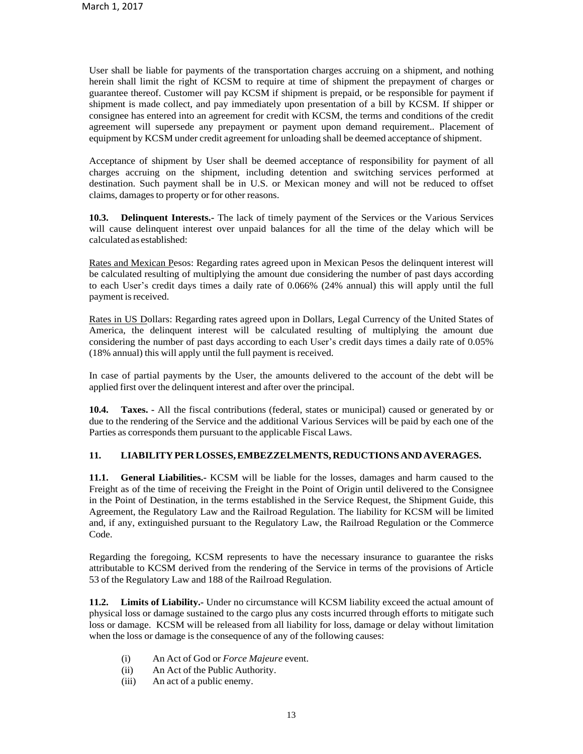User shall be liable for payments of the transportation charges accruing on a shipment, and nothing herein shall limit the right of KCSM to require at time of shipment the prepayment of charges or guarantee thereof. Customer will pay KCSM if shipment is prepaid, or be responsible for payment if shipment is made collect, and pay immediately upon presentation of a bill by KCSM. If shipper or consignee has entered into an agreement for credit with KCSM, the terms and conditions of the credit agreement will supersede any prepayment or payment upon demand requirement.. Placement of equipment by KCSM under credit agreement for unloading shall be deemed acceptance of shipment.

Acceptance of shipment by User shall be deemed acceptance of responsibility for payment of all charges accruing on the shipment, including detention and switching services performed at destination. Such payment shall be in U.S. or Mexican money and will not be reduced to offset claims, damages to property or for other reasons.

**10.3. Delinquent Interests.**- The lack of timely payment of the Services or the Various Services will cause delinquent interest over unpaid balances for all the time of the delay which will be calculated as established:

Rates and Mexican Pesos: Regarding rates agreed upon in Mexican Pesos the delinquent interest will be calculated resulting of multiplying the amount due considering the number of past days according to each User's credit days times a daily rate of 0.066% (24% annual) this will apply until the full payment is received.

Rates in US Dollars: Regarding rates agreed upon in Dollars, Legal Currency of the United States of America, the delinquent interest will be calculated resulting of multiplying the amount due considering the number of past days according to each User's credit days times a daily rate of 0.05% (18% annual) this will apply until the full payment is received.

In case of partial payments by the User, the amounts delivered to the account of the debt will be applied first over the delinquent interest and after over the principal.

**10.4. Taxes.** - All the fiscal contributions (federal, states or municipal) caused or generated by or due to the rendering of the Service and the additional Various Services will be paid by each one of the Parties as corresponds them pursuant to the applicable Fiscal Laws.

## 11. LIABILITY PER LOSSES, EMBEZZELMENTS, REDUCTIONS AND AVERAGES.

**11.1. General Liabilities.**- KCSM will be liable for the losses, damages and harm caused to the Freight as of the time of receiving the Freight in the Point of Origin until delivered to the Consignee in the Point of Destination, in the terms established in the Service Request, the Shipment Guide, this Agreement, the Regulatory Law and the Railroad Regulation. The liability for KCSM will be limited and, if any, extinguished pursuant to the Regulatory Law, the Railroad Regulation or the Commerce Code.

Regarding the foregoing, KCSM represents to have the necessary insurance to guarantee the risks attributable to KCSM derived from the rendering of the Service in terms of the provisions of Article 53 of the Regulatory Law and 188 of the Railroad Regulation.

**11.2. Limits of Liability.**- Under no circumstance will KCSM liability exceed the actual amount of physical loss or damage sustained to the cargo plus any costs incurred through efforts to mitigate such loss or damage. KCSM will be released from all liability for loss, damage or delay without limitation when the loss or damage is the consequence of any of the following causes:

(i) An Act of God or *Force Majeure* event.
(ii) An Act of the Public Authority.
(iii) An act of a public enemy.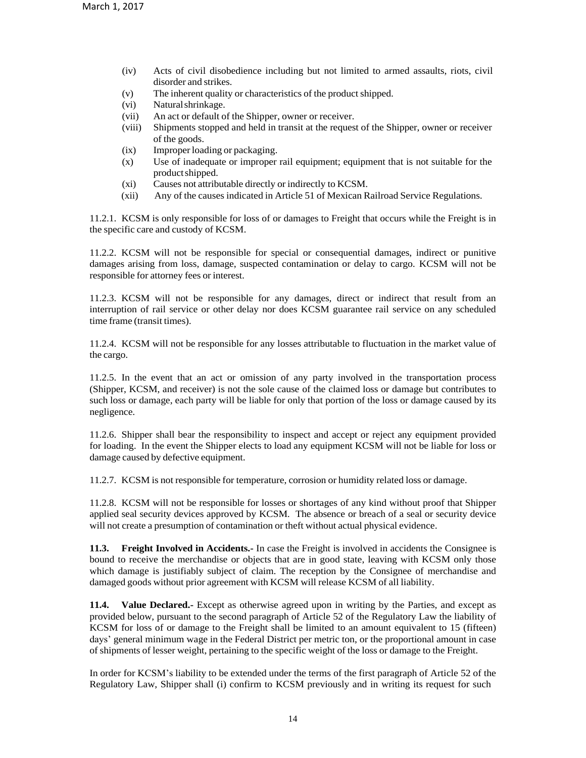(iv) Acts of civil disobedience including but not limited to armed assaults, riots, civil disorder and strikes.
(v) The inherent quality or characteristics of the product shipped.
(vi) Natural shrinkage.
(vii) An act or default of the Shipper, owner or receiver.
(viii) Shipments stopped and held in transit at the request of the Shipper, owner or receiver of the goods.
(ix) Improper loading or packaging.
(x) Use of inadequate or improper rail equipment; equipment that is not suitable for the product shipped.
(xi) Causes not attributable directly or indirectly to KCSM.
(xii) Any of the causes indicated in Article 51 of Mexican Railroad Service Regulations.

11.2.1. KCSM is only responsible for loss of or damages to Freight that occurs while the Freight is in the specific care and custody of KCSM.

11.2.2. KCSM will not be responsible for special or consequential damages, indirect or punitive damages arising from loss, damage, suspected contamination or delay to cargo. KCSM will not be responsible for attorney fees or interest.

11.2.3. KCSM will not be responsible for any damages, direct or indirect that result from an interruption of rail service or other delay nor does KCSM guarantee rail service on any scheduled time frame (transit times).

11.2.4. KCSM will not be responsible for any losses attributable to fluctuation in the market value of the cargo.

11.2.5. In the event that an act or omission of any party involved in the transportation process (Shipper, KCSM, and receiver) is not the sole cause of the claimed loss or damage but contributes to such loss or damage, each party will be liable for only that portion of the loss or damage caused by its negligence.

11.2.6. Shipper shall bear the responsibility to inspect and accept or reject any equipment provided for loading. In the event the Shipper elects to load any equipment KCSM will not be liable for loss or damage caused by defective equipment.

11.2.7. KCSM is not responsible for temperature, corrosion or humidity related loss or damage.

11.2.8. KCSM will not be responsible for losses or shortages of any kind without proof that Shipper applied seal security devices approved by KCSM. The absence or breach of a seal or security device will not create a presumption of contamination or theft without actual physical evidence.

**11.3. Freight Involved in Accidents.-** In case the Freight is involved in accidents the Consignee is bound to receive the merchandise or objects that are in good state, leaving with KCSM only those which damage is justifiably subject of claim. The reception by the Consignee of merchandise and damaged goods without prior agreement with KCSM will release KCSM of all liability.

**11.4. Value Declared.-** Except as otherwise agreed upon in writing by the Parties, and except as provided below, pursuant to the second paragraph of Article 52 of the Regulatory Law the liability of KCSM for loss of or damage to the Freight shall be limited to an amount equivalent to 15 (fifteen) days' general minimum wage in the Federal District per metric ton, or the proportional amount in case of shipments of lesser weight, pertaining to the specific weight of the loss or damage to the Freight.

In order for KCSM's liability to be extended under the terms of the first paragraph of Article 52 of the Regulatory Law, Shipper shall (i) confirm to KCSM previously and in writing its request for such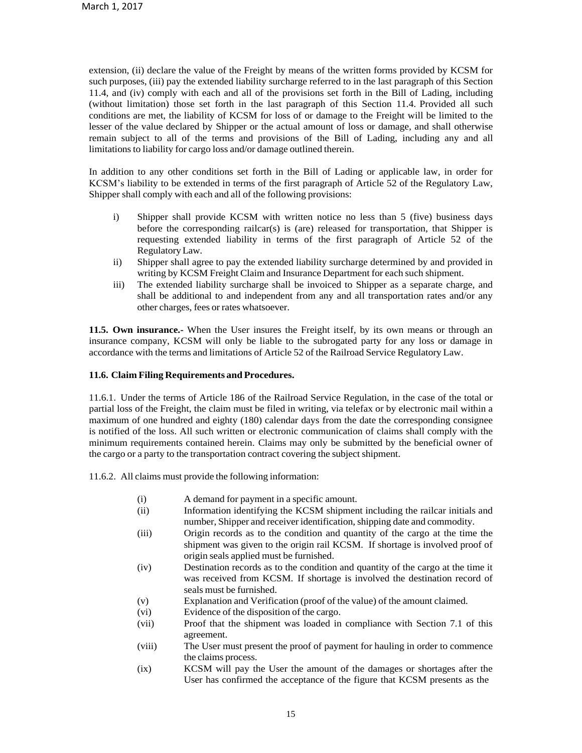extension, (ii) declare the value of the Freight by means of the written forms provided by KCSM for such purposes, (iii) pay the extended liability surcharge referred to in the last paragraph of this Section 11.4, and (iv) comply with each and all of the provisions set forth in the Bill of Lading, including (without limitation) those set forth in the last paragraph of this Section 11.4. Provided all such conditions are met, the liability of KCSM for loss of or damage to the Freight will be limited to the lesser of the value declared by Shipper or the actual amount of loss or damage, and shall otherwise remain subject to all of the terms and provisions of the Bill of Lading, including any and all limitations to liability for cargo loss and/or damage outlined therein.

In addition to any other conditions set forth in the Bill of Lading or applicable law, in order for KCSM's liability to be extended in terms of the first paragraph of Article 52 of the Regulatory Law, Shipper shall comply with each and all of the following provisions:

i) Shipper shall provide KCSM with written notice no less than 5 (five) business days before the corresponding railcar(s) is (are) released for transportation, that Shipper is requesting extended liability in terms of the first paragraph of Article 52 of the Regulatory Law.
ii) Shipper shall agree to pay the extended liability surcharge determined by and provided in writing by KCSM Freight Claim and Insurance Department for each such shipment.
iii) The extended liability surcharge shall be invoiced to Shipper as a separate charge, and shall be additional to and independent from any and all transportation rates and/or any other charges, fees or rates whatsoever.

**11.5. Own insurance.-** When the User insures the Freight itself, by its own means or through an insurance company, KCSM will only be liable to the subrogated party for any loss or damage in accordance with the terms and limitations of Article 52 of the Railroad Service Regulatory Law.

**11.6. Claim Filing Requirements and Procedures.**

11.6.1. Under the terms of Article 186 of the Railroad Service Regulation, in the case of the total or partial loss of the Freight, the claim must be filed in writing, via telefax or by electronic mail within a maximum of one hundred and eighty (180) calendar days from the date the corresponding consignee is notified of the loss. All such written or electronic communication of claims shall comply with the minimum requirements contained herein. Claims may only be submitted by the beneficial owner of the cargo or a party to the transportation contract covering the subject shipment.

11.6.2. All claims must provide the following information:

(i) A demand for payment in a specific amount.
(ii) Information identifying the KCSM shipment including the railcar initials and number, Shipper and receiver identification, shipping date and commodity.
(iii) Origin records as to the condition and quantity of the cargo at the time the shipment was given to the origin rail KCSM. If shortage is involved proof of origin seals applied must be furnished.
(iv) Destination records as to the condition and quantity of the cargo at the time it was received from KCSM. If shortage is involved the destination record of seals must be furnished.
(v) Explanation and Verification (proof of the value) of the amount claimed.
(vi) Evidence of the disposition of the cargo.
(vii) Proof that the shipment was loaded in compliance with Section 7.1 of this agreement.
(viii) The User must present the proof of payment for hauling in order to commence the claims process.
(ix) KCSM will pay the User the amount of the damages or shortages after the User has confirmed the acceptance of the figure that KCSM presents as the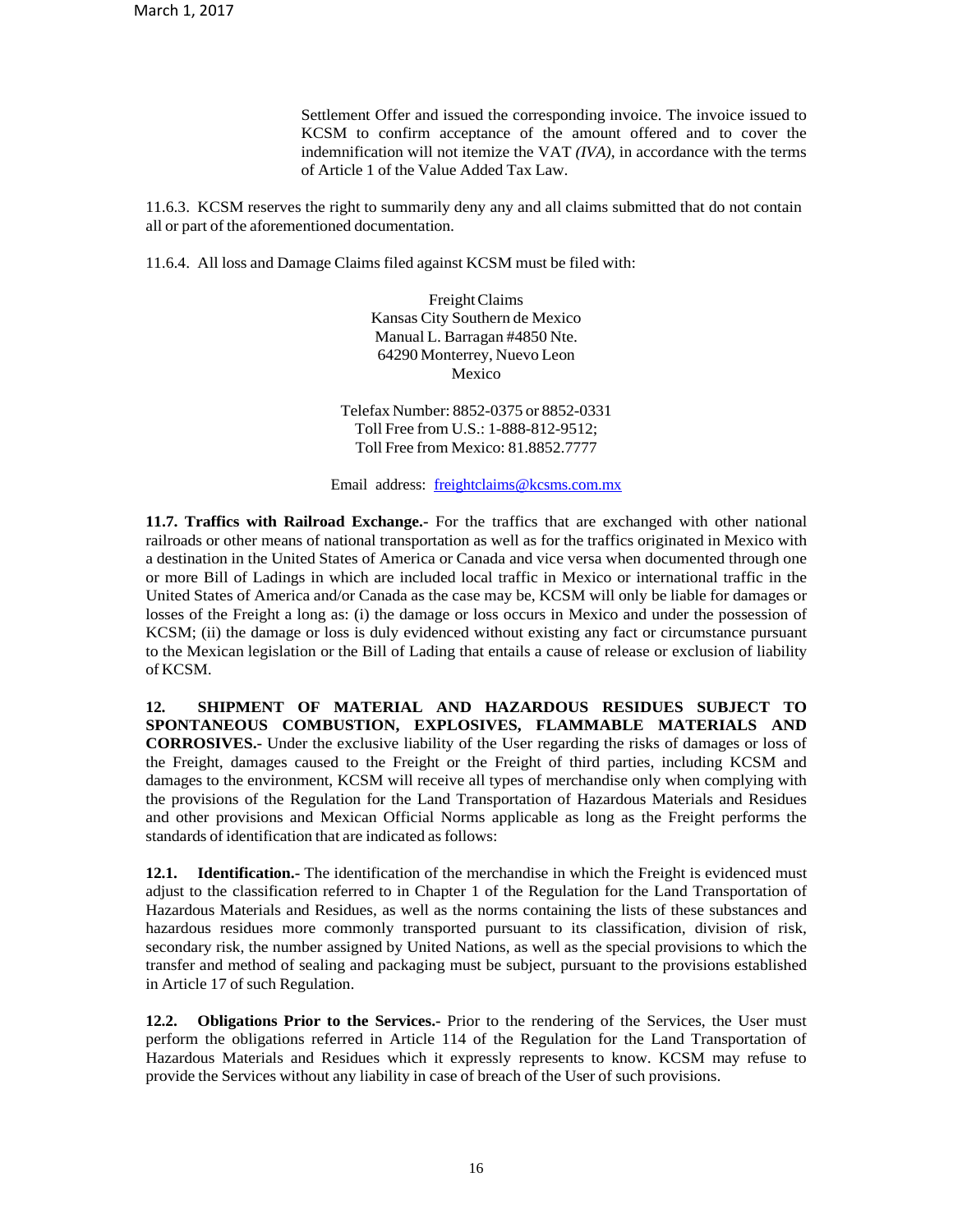Settlement Offer and issued the corresponding invoice. The invoice issued to KCSM to confirm acceptance of the amount offered and to cover the indemnification will not itemize the VAT *(IVA)*, in accordance with the terms of Article 1 of the Value Added Tax Law.

11.6.3. KCSM reserves the right to summarily deny any and all claims submitted that do not contain all or part of the aforementioned documentation.

11.6.4. All loss and Damage Claims filed against KCSM must be filed with:

Freight Claims
Kansas City Southern de Mexico
Manual L. Barragan #4850 Nte.
64290 Monterrey, Nuevo Leon
Mexico

Telefax Number: 8852-0375 or 8852-0331
Toll Free from U.S.: 1-888-812-9512;
Toll Free from Mexico: 81.8852.7777

Email address: freightclaims@kcsms.com.mx

**11.7. Traffics with Railroad Exchange.-** For the traffics that are exchanged with other national railroads or other means of national transportation as well as for the traffics originated in Mexico with a destination in the United States of America or Canada and vice versa when documented through one or more Bill of Ladings in which are included local traffic in Mexico or international traffic in the United States of America and/or Canada as the case may be, KCSM will only be liable for damages or losses of the Freight a long as: (i) the damage or loss occurs in Mexico and under the possession of KCSM; (ii) the damage or loss is duly evidenced without existing any fact or circumstance pursuant to the Mexican legislation or the Bill of Lading that entails a cause of release or exclusion of liability of KCSM.

**12. SHIPMENT OF MATERIAL AND HAZARDOUS RESIDUES SUBJECT TO SPONTANEOUS COMBUSTION, EXPLOSIVES, FLAMMABLE MATERIALS AND CORROSIVES.-** Under the exclusive liability of the User regarding the risks of damages or loss of the Freight, damages caused to the Freight or the Freight of third parties, including KCSM and damages to the environment, KCSM will receive all types of merchandise only when complying with the provisions of the Regulation for the Land Transportation of Hazardous Materials and Residues and other provisions and Mexican Official Norms applicable as long as the Freight performs the standards of identification that are indicated as follows:

**12.1. Identification.-** The identification of the merchandise in which the Freight is evidenced must adjust to the classification referred to in Chapter 1 of the Regulation for the Land Transportation of Hazardous Materials and Residues, as well as the norms containing the lists of these substances and hazardous residues more commonly transported pursuant to its classification, division of risk, secondary risk, the number assigned by United Nations, as well as the special provisions to which the transfer and method of sealing and packaging must be subject, pursuant to the provisions established in Article 17 of such Regulation.

**12.2. Obligations Prior to the Services.-** Prior to the rendering of the Services, the User must perform the obligations referred in Article 114 of the Regulation for the Land Transportation of Hazardous Materials and Residues which it expressly represents to know. KCSM may refuse to provide the Services without any liability in case of breach of the User of such provisions.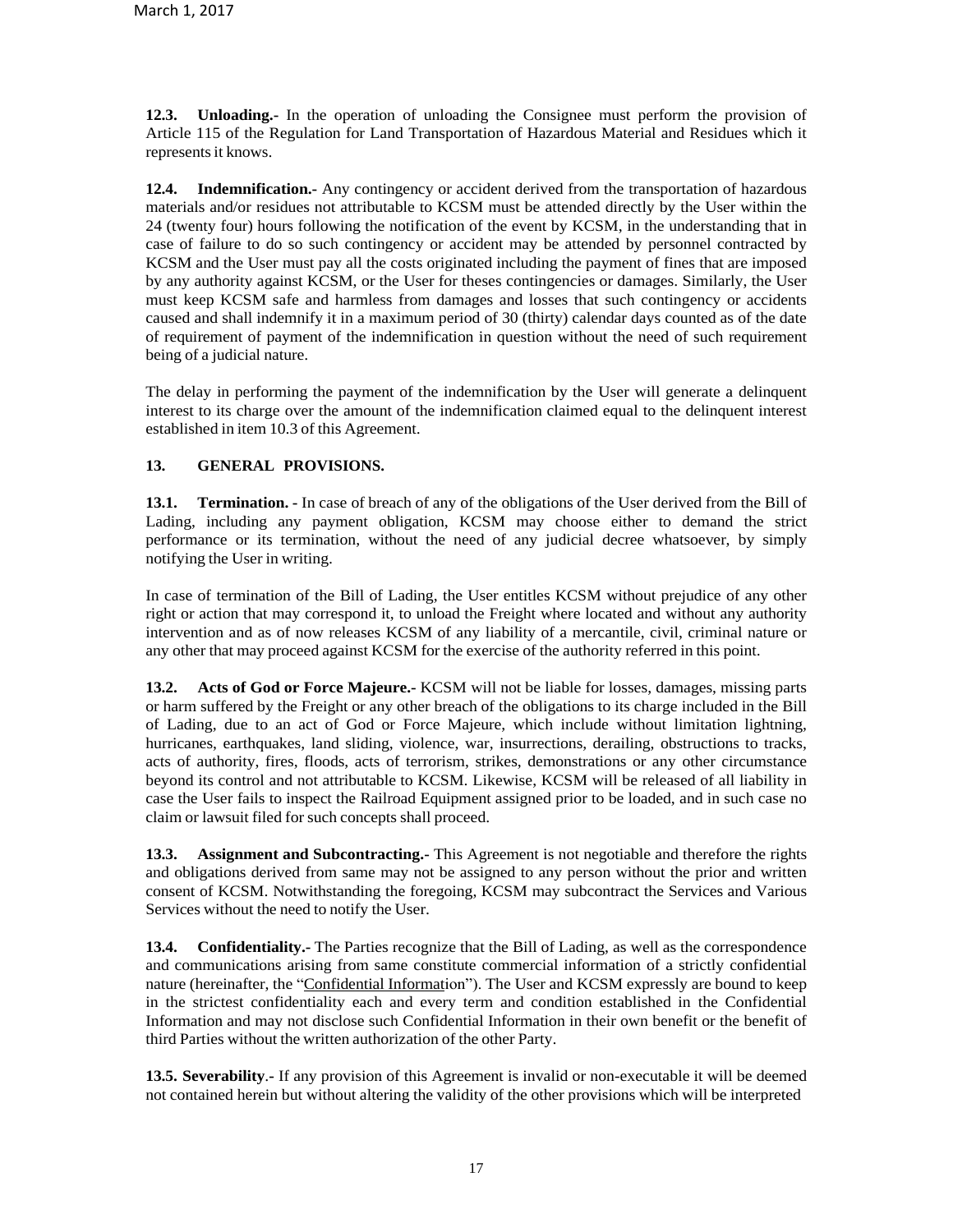**12.3. Unloading.-** In the operation of unloading the Consignee must perform the provision of Article 115 of the Regulation for Land Transportation of Hazardous Material and Residues which it represents it knows.

**12.4. Indemnification.-** Any contingency or accident derived from the transportation of hazardous materials and/or residues not attributable to KCSM must be attended directly by the User within the 24 (twenty four) hours following the notification of the event by KCSM, in the understanding that in case of failure to do so such contingency or accident may be attended by personnel contracted by KCSM and the User must pay all the costs originated including the payment of fines that are imposed by any authority against KCSM, or the User for theses contingencies or damages. Similarly, the User must keep KCSM safe and harmless from damages and losses that such contingency or accidents caused and shall indemnify it in a maximum period of 30 (thirty) calendar days counted as of the date of requirement of payment of the indemnification in question without the need of such requirement being of a judicial nature.

The delay in performing the payment of the indemnification by the User will generate a delinquent interest to its charge over the amount of the indemnification claimed equal to the delinquent interest established in item 10.3 of this Agreement.

## 13. GENERAL PROVISIONS.

**13.1. Termination. -** In case of breach of any of the obligations of the User derived from the Bill of Lading, including any payment obligation, KCSM may choose either to demand the strict performance or its termination, without the need of any judicial decree whatsoever, by simply notifying the User in writing.

In case of termination of the Bill of Lading, the User entitles KCSM without prejudice of any other right or action that may correspond it, to unload the Freight where located and without any authority intervention and as of now releases KCSM of any liability of a mercantile, civil, criminal nature or any other that may proceed against KCSM for the exercise of the authority referred in this point.

**13.2. Acts of God or Force Majeure.-** KCSM will not be liable for losses, damages, missing parts or harm suffered by the Freight or any other breach of the obligations to its charge included in the Bill of Lading, due to an act of God or Force Majeure, which include without limitation lightning, hurricanes, earthquakes, land sliding, violence, war, insurrections, derailing, obstructions to tracks, acts of authority, fires, floods, acts of terrorism, strikes, demonstrations or any other circumstance beyond its control and not attributable to KCSM. Likewise, KCSM will be released of all liability in case the User fails to inspect the Railroad Equipment assigned prior to be loaded, and in such case no claim or lawsuit filed for such concepts shall proceed.

**13.3. Assignment and Subcontracting.-** This Agreement is not negotiable and therefore the rights and obligations derived from same may not be assigned to any person without the prior and written consent of KCSM. Notwithstanding the foregoing, KCSM may subcontract the Services and Various Services without the need to notify the User.

**13.4. Confidentiality.-** The Parties recognize that the Bill of Lading, as well as the correspondence and communications arising from same constitute commercial information of a strictly confidential nature (hereinafter, the "Confidential Information"). The User and KCSM expressly are bound to keep in the strictest confidentiality each and every term and condition established in the Confidential Information and may not disclose such Confidential Information in their own benefit or the benefit of third Parties without the written authorization of the other Party.

**13.5. Severability**.- If any provision of this Agreement is invalid or non-executable it will be deemed not contained herein but without altering the validity of the other provisions which will be interpreted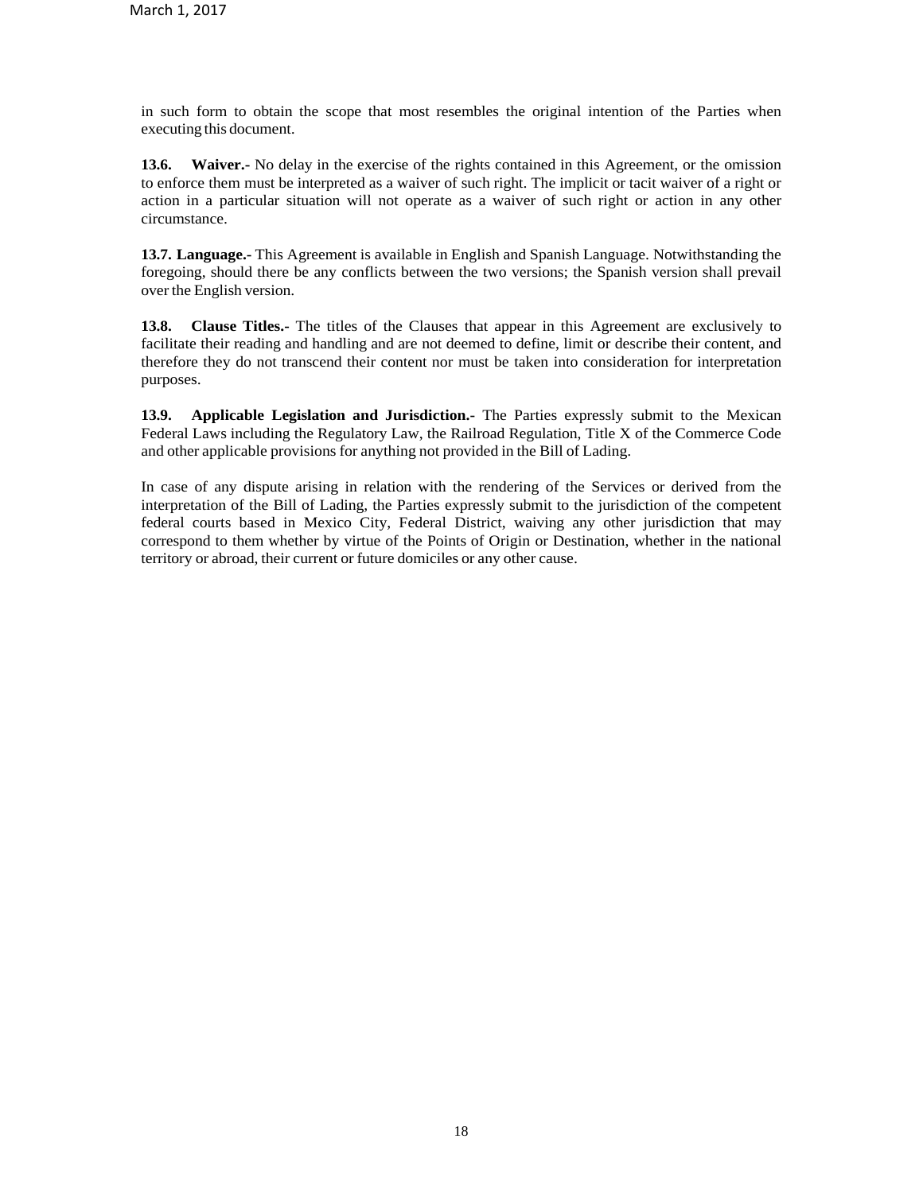in such form to obtain the scope that most resembles the original intention of the Parties when executing this document.

**13.6. Waiver.-** No delay in the exercise of the rights contained in this Agreement, or the omission to enforce them must be interpreted as a waiver of such right. The implicit or tacit waiver of a right or action in a particular situation will not operate as a waiver of such right or action in any other circumstance.

**13.7. Language.-** This Agreement is available in English and Spanish Language. Notwithstanding the foregoing, should there be any conflicts between the two versions; the Spanish version shall prevail over the English version.

**13.8. Clause Titles.-** The titles of the Clauses that appear in this Agreement are exclusively to facilitate their reading and handling and are not deemed to define, limit or describe their content, and therefore they do not transcend their content nor must be taken into consideration for interpretation purposes.

**13.9. Applicable Legislation and Jurisdiction.-** The Parties expressly submit to the Mexican Federal Laws including the Regulatory Law, the Railroad Regulation, Title X of the Commerce Code and other applicable provisions for anything not provided in the Bill of Lading.

In case of any dispute arising in relation with the rendering of the Services or derived from the interpretation of the Bill of Lading, the Parties expressly submit to the jurisdiction of the competent federal courts based in Mexico City, Federal District, waiving any other jurisdiction that may correspond to them whether by virtue of the Points of Origin or Destination, whether in the national territory or abroad, their current or future domiciles or any other cause.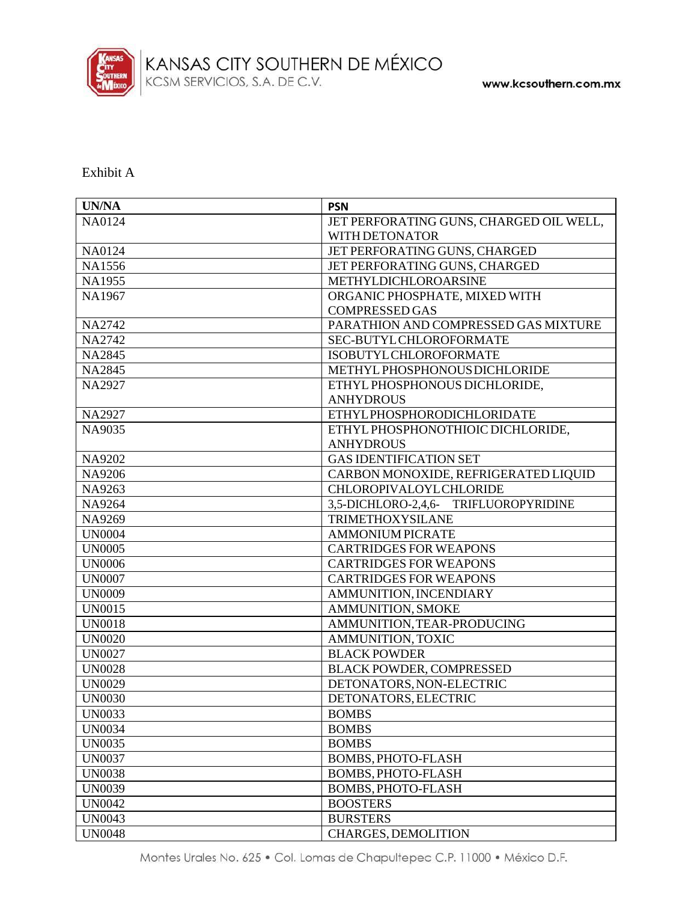Exhibit A

| UN/NA | PSN |
|---|---|
| NA0124 | JET PERFORATING GUNS, CHARGED OIL WELL, WITH DETONATOR |
| NA0124 | JET PERFORATING GUNS, CHARGED |
| NA1556 | JET PERFORATING GUNS, CHARGED |
| NA1955 | METHYLDICHLOROARSINE |
| NA1967 | ORGANIC PHOSPHATE, MIXED WITH COMPRESSED GAS |
| NA2742 | PARATHION AND COMPRESSED GAS MIXTURE |
| NA2742 | SEC-BUTYL CHLOROFORMATE |
| NA2845 | ISOBUTYL CHLOROFORMATE |
| NA2845 | METHYL PHOSPHONOUS DICHLORIDE |
| NA2927 | ETHYL PHOSPHONOUS DICHLORIDE, ANHYDROUS |
| NA2927 | ETHYL PHOSPHORODICHLORIDATE |
| NA9035 | ETHYL PHOSPHONOTHIOIC DICHLORIDE, ANHYDROUS |
| NA9202 | GAS IDENTIFICATION SET |
| NA9206 | CARBON MONOXIDE, REFRIGERATED LIQUID |
| NA9263 | CHLOROPIVALOYL CHLORIDE |
| NA9264 | 3,5-DICHLORO-2,4,6- TRIFLUOROPYRIDINE |
| NA9269 | TRIMETHOXYSILANE |
| UN0004 | AMMONIUM PICRATE |
| UN0005 | CARTRIDGES FOR WEAPONS |
| UN0006 | CARTRIDGES FOR WEAPONS |
| UN0007 | CARTRIDGES FOR WEAPONS |
| UN0009 | AMMUNITION, INCENDIARY |
| UN0015 | AMMUNITION, SMOKE |
| UN0018 | AMMUNITION, TEAR-PRODUCING |
| UN0020 | AMMUNITION, TOXIC |
| UN0027 | BLACK POWDER |
| UN0028 | BLACK POWDER, COMPRESSED |
| UN0029 | DETONATORS, NON-ELECTRIC |
| UN0030 | DETONATORS, ELECTRIC |
| UN0033 | BOMBS |
| UN0034 | BOMBS |
| UN0035 | BOMBS |
| UN0037 | BOMBS, PHOTO-FLASH |
| UN0038 | BOMBS, PHOTO-FLASH |
| UN0039 | BOMBS, PHOTO-FLASH |
| UN0042 | BOOSTERS |
| UN0043 | BURSTERS |
| UN0048 | CHARGES, DEMOLITION |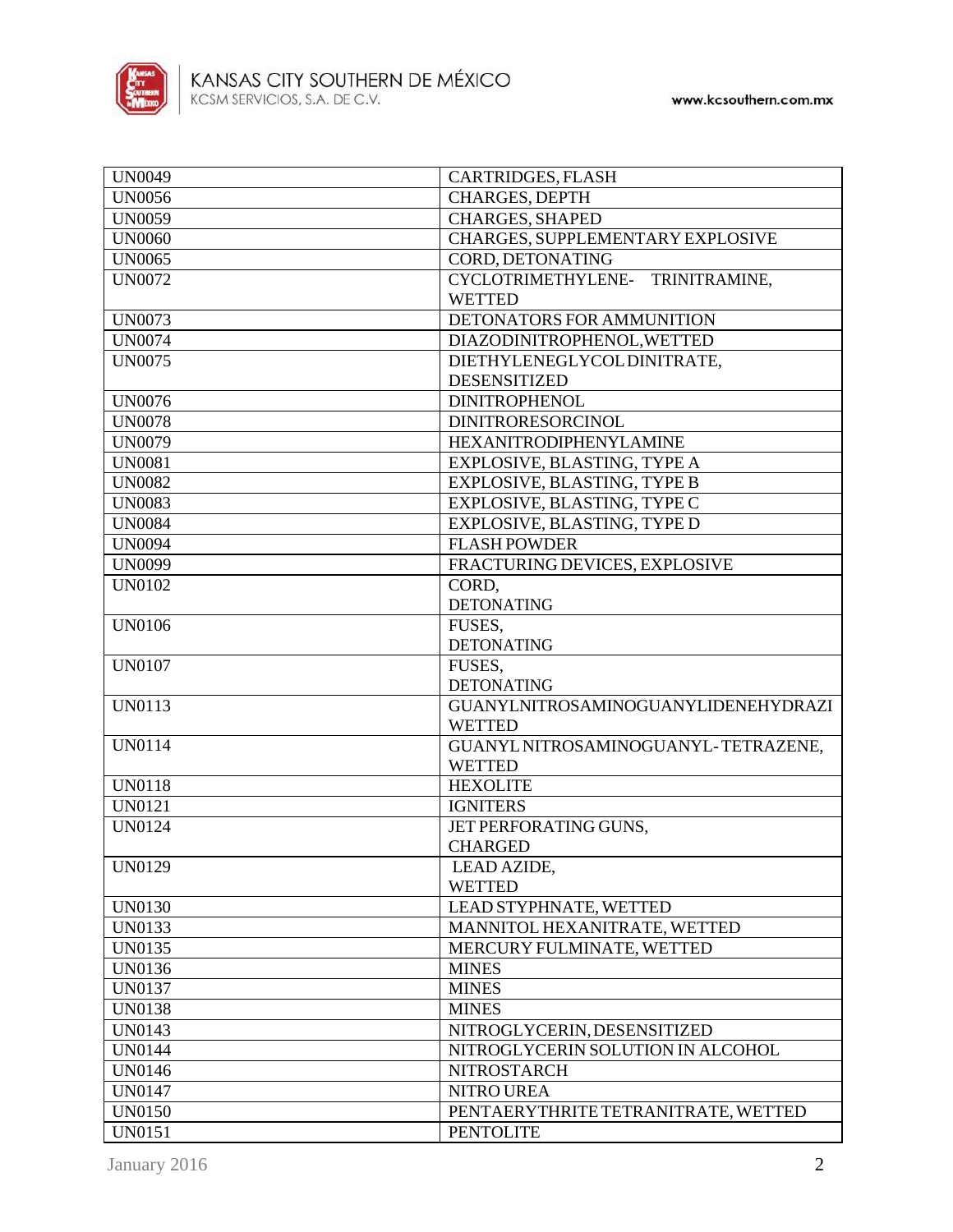| UN0049 | CARTRIDGES, FLASH |
|---|---|
| UN0056 | CHARGES, DEPTH |
| UN0059 | CHARGES, SHAPED |
| UN0060 | CHARGES, SUPPLEMENTARY EXPLOSIVE |
| UN0065 | CORD, DETONATING |
| UN0072 | CYCLOTRIMETHYLENE- TRINITRAMINE, WETTED |
| UN0073 | DETONATORS FOR AMMUNITION |
| UN0074 | DIAZODINITROPHENOL,WETTED |
| UN0075 | DIETHYLENEGLYCOL DINITRATE, DESENSITIZED |
| UN0076 | DINITROPHENOL |
| UN0078 | DINITRORESORCINOL |
| UN0079 | HEXANITRODIPHENYLAMINE |
| UN0081 | EXPLOSIVE, BLASTING, TYPE A |
| UN0082 | EXPLOSIVE, BLASTING, TYPE B |
| UN0083 | EXPLOSIVE, BLASTING, TYPE C |
| UN0084 | EXPLOSIVE, BLASTING, TYPE D |
| UN0094 | FLASH POWDER |
| UN0099 | FRACTURING DEVICES, EXPLOSIVE |
| UN0102 | CORD, DETONATING |
| UN0106 | FUSES, DETONATING |
| UN0107 | FUSES, DETONATING |
| UN0113 | GUANYLNITROSAMINOGUANYLIDENEHYDRAZI WETTED |
| UN0114 | GUANYL NITROSAMINOGUANYL-TETRAZENE, WETTED |
| UN0118 | HEXOLITE |
| UN0121 | IGNITERS |
| UN0124 | JET PERFORATING GUNS, CHARGED |
| UN0129 | LEAD AZIDE, WETTED |
| UN0130 | LEAD STYPHNATE, WETTED |
| UN0133 | MANNITOL HEXANITRATE, WETTED |
| UN0135 | MERCURY FULMINATE, WETTED |
| UN0136 | MINES |
| UN0137 | MINES |
| UN0138 | MINES |
| UN0143 | NITROGLYCERIN, DESENSITIZED |
| UN0144 | NITROGLYCERIN SOLUTION IN ALCOHOL |
| UN0146 | NITROSTARCH |
| UN0147 | NITRO UREA |
| UN0150 | PENTAERYTHRITE TETRANITRATE, WETTED |
| UN0151 | PENTOLITE |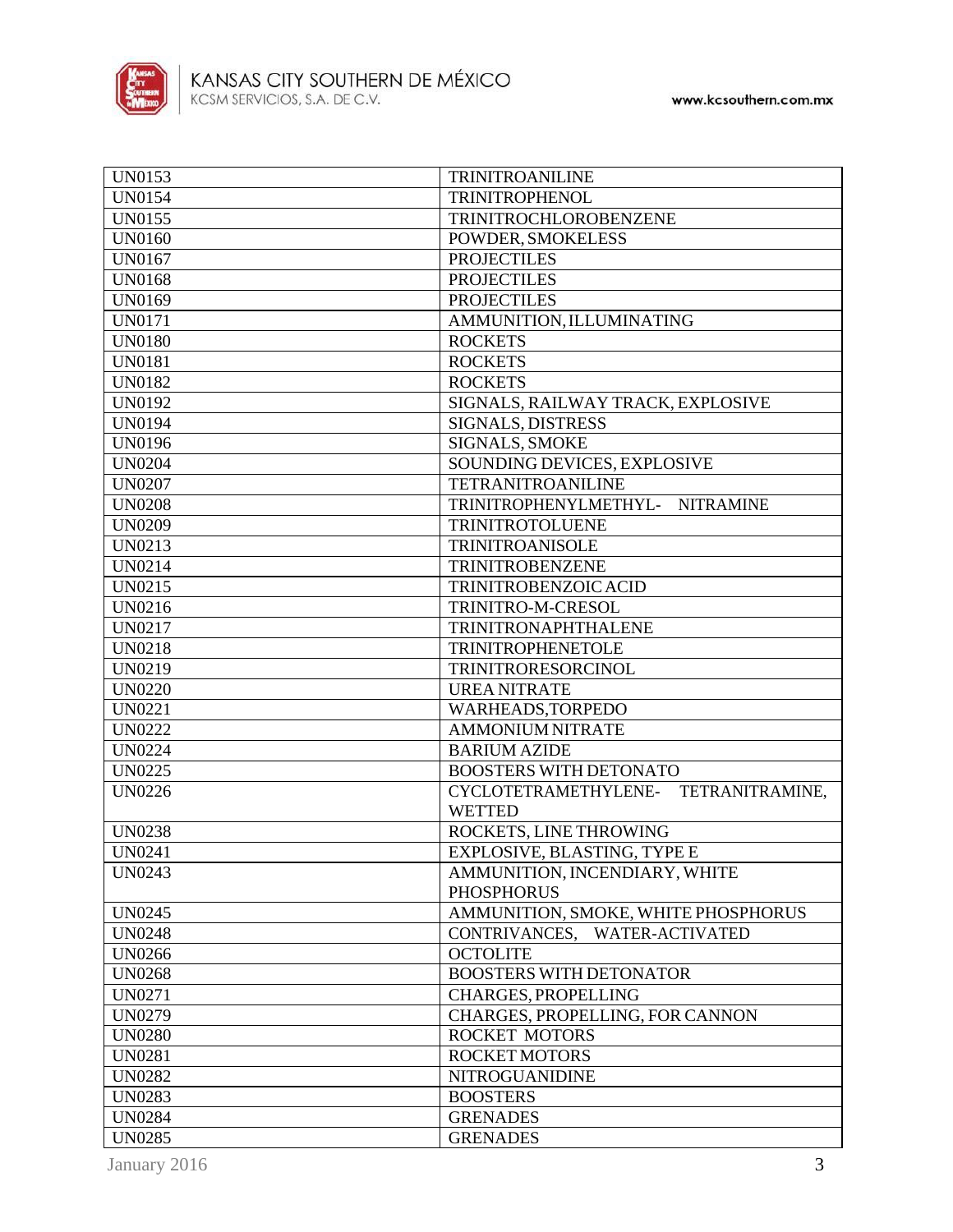| UN0153 | TRINITROANILINE |
|---|---|
| UN0154 | TRINITROPHENOL |
| UN0155 | TRINITROCHLOROBENZENE |
| UN0160 | POWDER, SMOKELESS |
| UN0167 | PROJECTILES |
| UN0168 | PROJECTILES |
| UN0169 | PROJECTILES |
| UN0171 | AMMUNITION, ILLUMINATING |
| UN0180 | ROCKETS |
| UN0181 | ROCKETS |
| UN0182 | ROCKETS |
| UN0192 | SIGNALS, RAILWAY TRACK, EXPLOSIVE |
| UN0194 | SIGNALS, DISTRESS |
| UN0196 | SIGNALS, SMOKE |
| UN0204 | SOUNDING DEVICES, EXPLOSIVE |
| UN0207 | TETRANITROANILINE |
| UN0208 | TRINITROPHENYLMETHYL- NITRAMINE |
| UN0209 | TRINITROTOLUENE |
| UN0213 | TRINITROANISOLE |
| UN0214 | TRINITROBENZENE |
| UN0215 | TRINITROBENZOIC ACID |
| UN0216 | TRINITRO-M-CRESOL |
| UN0217 | TRINITRONAPHTHALENE |
| UN0218 | TRINITROPHENETOLE |
| UN0219 | TRINITRORESORCINOL |
| UN0220 | UREA NITRATE |
| UN0221 | WARHEADS,TORPEDO |
| UN0222 | AMMONIUM NITRATE |
| UN0224 | BARIUM AZIDE |
| UN0225 | BOOSTERS WITH DETONATO |
| UN0226 | CYCLOTETRAMETHYLENE- TETRANITRAMINE, WETTED |
| UN0238 | ROCKETS, LINE THROWING |
| UN0241 | EXPLOSIVE, BLASTING, TYPE E |
| UN0243 | AMMUNITION, INCENDIARY, WHITE PHOSPHORUS |
| UN0245 | AMMUNITION, SMOKE, WHITE PHOSPHORUS |
| UN0248 | CONTRIVANCES, WATER-ACTIVATED |
| UN0266 | OCTOLITE |
| UN0268 | BOOSTERS WITH DETONATOR |
| UN0271 | CHARGES, PROPELLING |
| UN0279 | CHARGES, PROPELLING, FOR CANNON |
| UN0280 | ROCKET MOTORS |
| UN0281 | ROCKET MOTORS |
| UN0282 | NITROGUANIDINE |
| UN0283 | BOOSTERS |
| UN0284 | GRENADES |
| UN0285 | GRENADES |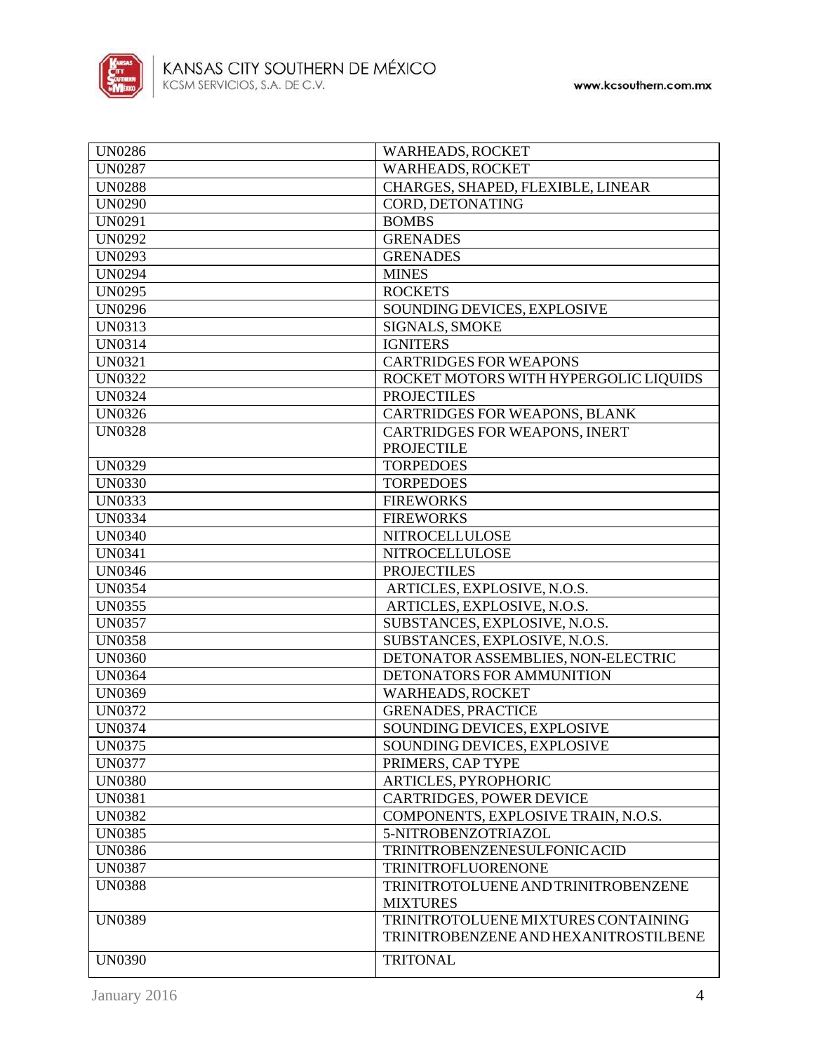| | |
|---|---|
| UN0286 | WARHEADS, ROCKET |
| UN0287 | WARHEADS, ROCKET |
| UN0288 | CHARGES, SHAPED, FLEXIBLE, LINEAR |
| UN0290 | CORD, DETONATING |
| UN0291 | BOMBS |
| UN0292 | GRENADES |
| UN0293 | GRENADES |
| UN0294 | MINES |
| UN0295 | ROCKETS |
| UN0296 | SOUNDING DEVICES, EXPLOSIVE |
| UN0313 | SIGNALS, SMOKE |
| UN0314 | IGNITERS |
| UN0321 | CARTRIDGES FOR WEAPONS |
| UN0322 | ROCKET MOTORS WITH HYPERGOLIC LIQUIDS |
| UN0324 | PROJECTILES |
| UN0326 | CARTRIDGES FOR WEAPONS, BLANK |
| UN0328 | CARTRIDGES FOR WEAPONS, INERT PROJECTILE |
| UN0329 | TORPEDOES |
| UN0330 | TORPEDOES |
| UN0333 | FIREWORKS |
| UN0334 | FIREWORKS |
| UN0340 | NITROCELLULOSE |
| UN0341 | NITROCELLULOSE |
| UN0346 | PROJECTILES |
| UN0354 | ARTICLES, EXPLOSIVE, N.O.S. |
| UN0355 | ARTICLES, EXPLOSIVE, N.O.S. |
| UN0357 | SUBSTANCES, EXPLOSIVE, N.O.S. |
| UN0358 | SUBSTANCES, EXPLOSIVE, N.O.S. |
| UN0360 | DETONATOR ASSEMBLIES, NON-ELECTRIC |
| UN0364 | DETONATORS FOR AMMUNITION |
| UN0369 | WARHEADS, ROCKET |
| UN0372 | GRENADES, PRACTICE |
| UN0374 | SOUNDING DEVICES, EXPLOSIVE |
| UN0375 | SOUNDING DEVICES, EXPLOSIVE |
| UN0377 | PRIMERS, CAP TYPE |
| UN0380 | ARTICLES, PYROPHORIC |
| UN0381 | CARTRIDGES, POWER DEVICE |
| UN0382 | COMPONENTS, EXPLOSIVE TRAIN, N.O.S. |
| UN0385 | 5-NITROBENZOTRIAZOL |
| UN0386 | TRINITROBENZENESULFONIC ACID |
| UN0387 | TRINITROFLUORENONE |
| UN0388 | TRINITROTOLUENE AND TRINITROBENZENE MIXTURES |
| UN0389 | TRINITROTOLUENE MIXTURES CONTAINING TRINITROBENZENE AND HEXANITROSTILBENE |
| UN0390 | TRITONAL |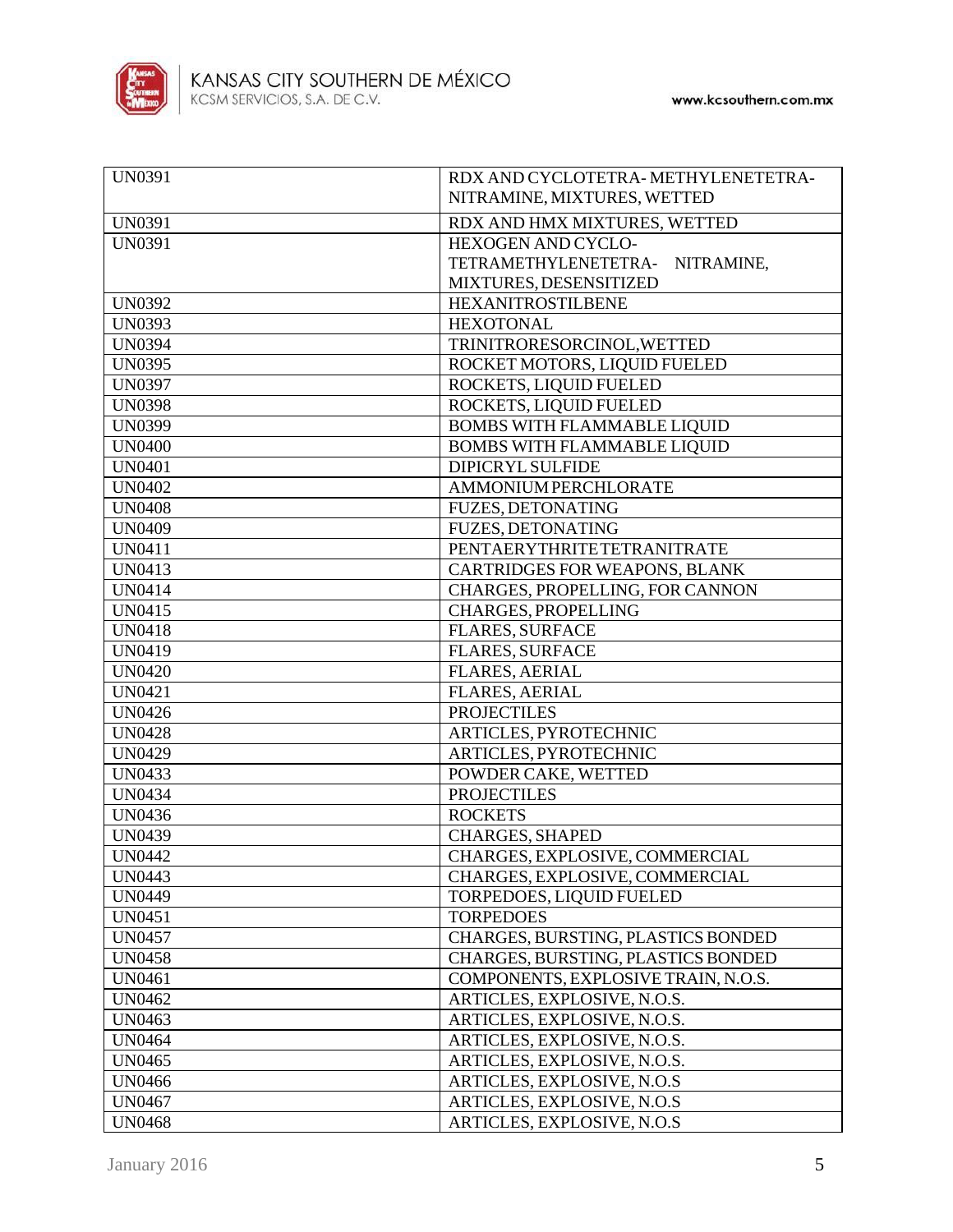| | |
|---|---|
| UN0391 | RDX AND CYCLOTETRA- METHYLENETETRA- NITRAMINE, MIXTURES, WETTED |
| UN0391 | RDX AND HMX MIXTURES, WETTED |
| UN0391 | HEXOGEN AND CYCLO- TETRAMETHYLENETETRA- NITRAMINE, MIXTURES, DESENSITIZED |
| UN0392 | HEXANITROSTILBENE |
| UN0393 | HEXOTONAL |
| UN0394 | TRINITRORESORCINOL,WETTED |
| UN0395 | ROCKET MOTORS, LIQUID FUELED |
| UN0397 | ROCKETS, LIQUID FUELED |
| UN0398 | ROCKETS, LIQUID FUELED |
| UN0399 | BOMBS WITH FLAMMABLE LIQUID |
| UN0400 | BOMBS WITH FLAMMABLE LIQUID |
| UN0401 | DIPICRYL SULFIDE |
| UN0402 | AMMONIUM PERCHLORATE |
| UN0408 | FUZES, DETONATING |
| UN0409 | FUZES, DETONATING |
| UN0411 | PENTAERYTHRITE TETRANITRATE |
| UN0413 | CARTRIDGES FOR WEAPONS, BLANK |
| UN0414 | CHARGES, PROPELLING, FOR CANNON |
| UN0415 | CHARGES, PROPELLING |
| UN0418 | FLARES, SURFACE |
| UN0419 | FLARES, SURFACE |
| UN0420 | FLARES, AERIAL |
| UN0421 | FLARES, AERIAL |
| UN0426 | PROJECTILES |
| UN0428 | ARTICLES, PYROTECHNIC |
| UN0429 | ARTICLES, PYROTECHNIC |
| UN0433 | POWDER CAKE, WETTED |
| UN0434 | PROJECTILES |
| UN0436 | ROCKETS |
| UN0439 | CHARGES, SHAPED |
| UN0442 | CHARGES, EXPLOSIVE, COMMERCIAL |
| UN0443 | CHARGES, EXPLOSIVE, COMMERCIAL |
| UN0449 | TORPEDOES, LIQUID FUELED |
| UN0451 | TORPEDOES |
| UN0457 | CHARGES, BURSTING, PLASTICS BONDED |
| UN0458 | CHARGES, BURSTING, PLASTICS BONDED |
| UN0461 | COMPONENTS, EXPLOSIVE TRAIN, N.O.S. |
| UN0462 | ARTICLES, EXPLOSIVE, N.O.S. |
| UN0463 | ARTICLES, EXPLOSIVE, N.O.S. |
| UN0464 | ARTICLES, EXPLOSIVE, N.O.S. |
| UN0465 | ARTICLES, EXPLOSIVE, N.O.S. |
| UN0466 | ARTICLES, EXPLOSIVE, N.O.S |
| UN0467 | ARTICLES, EXPLOSIVE, N.O.S |
| UN0468 | ARTICLES, EXPLOSIVE, N.O.S |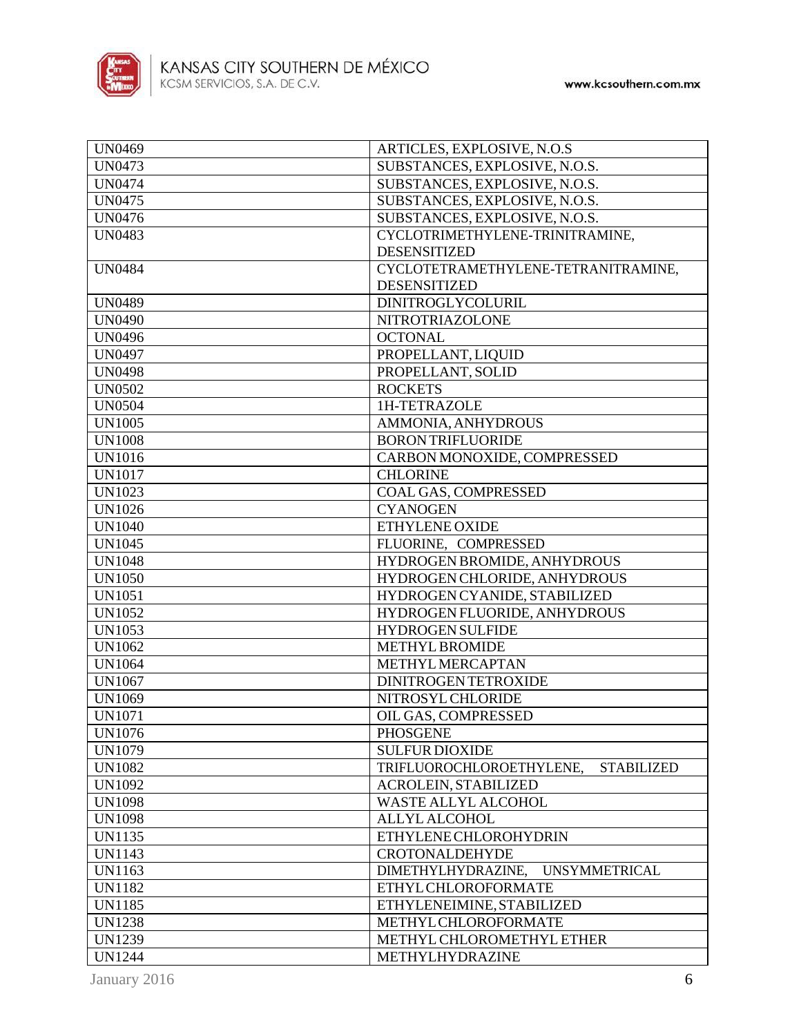| UN0469 | ARTICLES, EXPLOSIVE, N.O.S |
|---|---|
| UN0473 | SUBSTANCES, EXPLOSIVE, N.O.S. |
| UN0474 | SUBSTANCES, EXPLOSIVE, N.O.S. |
| UN0475 | SUBSTANCES, EXPLOSIVE, N.O.S. |
| UN0476 | SUBSTANCES, EXPLOSIVE, N.O.S. |
| UN0483 | CYCLOTRIMETHYLENE-TRINITRAMINE, DESENSITIZED |
| UN0484 | CYCLOTETRAMETHYLENE-TETRANITRAMINE, DESENSITIZED |
| UN0489 | DINITROGLYCOLURIL |
| UN0490 | NITROTRIAZOLONE |
| UN0496 | OCTONAL |
| UN0497 | PROPELLANT, LIQUID |
| UN0498 | PROPELLANT, SOLID |
| UN0502 | ROCKETS |
| UN0504 | 1H-TETRAZOLE |
| UN1005 | AMMONIA, ANHYDROUS |
| UN1008 | BORON TRIFLUORIDE |
| UN1016 | CARBON MONOXIDE, COMPRESSED |
| UN1017 | CHLORINE |
| UN1023 | COAL GAS, COMPRESSED |
| UN1026 | CYANOGEN |
| UN1040 | ETHYLENE OXIDE |
| UN1045 | FLUORINE, COMPRESSED |
| UN1048 | HYDROGEN BROMIDE, ANHYDROUS |
| UN1050 | HYDROGEN CHLORIDE, ANHYDROUS |
| UN1051 | HYDROGEN CYANIDE, STABILIZED |
| UN1052 | HYDROGEN FLUORIDE, ANHYDROUS |
| UN1053 | HYDROGEN SULFIDE |
| UN1062 | METHYL BROMIDE |
| UN1064 | METHYL MERCAPTAN |
| UN1067 | DINITROGEN TETROXIDE |
| UN1069 | NITROSYL CHLORIDE |
| UN1071 | OIL GAS, COMPRESSED |
| UN1076 | PHOSGENE |
| UN1079 | SULFUR DIOXIDE |
| UN1082 | TRIFLUOROCHLOROETHYLENE, STABILIZED |
| UN1092 | ACROLEIN, STABILIZED |
| UN1098 | WASTE ALLYL ALCOHOL |
| UN1098 | ALLYL ALCOHOL |
| UN1135 | ETHYLENE CHLOROHYDRIN |
| UN1143 | CROTONALDEHYDE |
| UN1163 | DIMETHYLHYDRAZINE, UNSYMMETRICAL |
| UN1182 | ETHYL CHLOROFORMATE |
| UN1185 | ETHYLENEIMINE, STABILIZED |
| UN1238 | METHYL CHLOROFORMATE |
| UN1239 | METHYL CHLOROMETHYL ETHER |
| UN1244 | METHYLHYDRAZINE |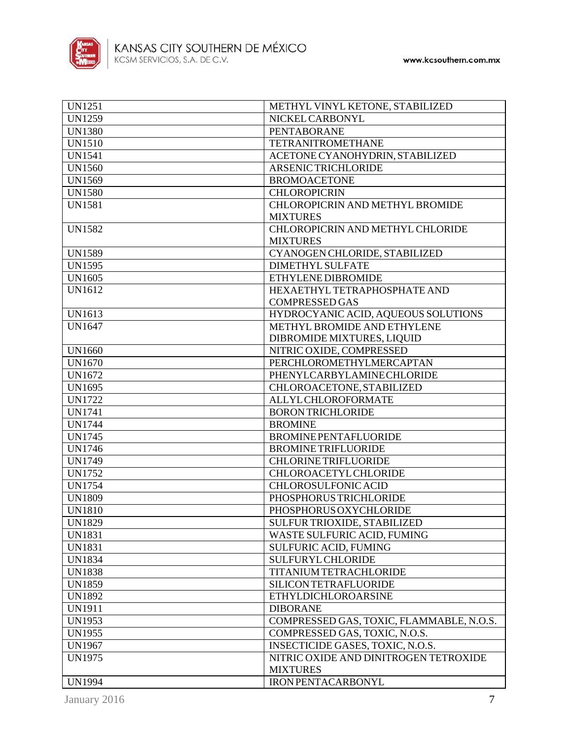| | |
|---|---|
| UN1251 | METHYL VINYL KETONE, STABILIZED |
| UN1259 | NICKEL CARBONYL |
| UN1380 | PENTABORANE |
| UN1510 | TETRANITROMETHANE |
| UN1541 | ACETONE CYANOHYDRIN, STABILIZED |
| UN1560 | ARSENIC TRICHLORIDE |
| UN1569 | BROMOACETONE |
| UN1580 | CHLOROPICRIN |
| UN1581 | CHLOROPICRIN AND METHYL BROMIDE MIXTURES |
| UN1582 | CHLOROPICRIN AND METHYL CHLORIDE MIXTURES |
| UN1589 | CYANOGEN CHLORIDE, STABILIZED |
| UN1595 | DIMETHYL SULFATE |
| UN1605 | ETHYLENE DIBROMIDE |
| UN1612 | HEXAETHYL TETRAPHOSPHATE AND COMPRESSED GAS |
| UN1613 | HYDROCYANIC ACID, AQUEOUS SOLUTIONS |
| UN1647 | METHYL BROMIDE AND ETHYLENE DIBROMIDE MIXTURES, LIQUID |
| UN1660 | NITRIC OXIDE, COMPRESSED |
| UN1670 | PERCHLOROMETHYLMERCAPTAN |
| UN1672 | PHENYLCARBYLAMINE CHLORIDE |
| UN1695 | CHLOROACETONE, STABILIZED |
| UN1722 | ALLYL CHLOROFORMATE |
| UN1741 | BORON TRICHLORIDE |
| UN1744 | BROMINE |
| UN1745 | BROMINE PENTAFLUORIDE |
| UN1746 | BROMINE TRIFLUORIDE |
| UN1749 | CHLORINE TRIFLUORIDE |
| UN1752 | CHLOROACETYL CHLORIDE |
| UN1754 | CHLOROSULFONIC ACID |
| UN1809 | PHOSPHORUS TRICHLORIDE |
| UN1810 | PHOSPHORUS OXYCHLORIDE |
| UN1829 | SULFUR TRIOXIDE, STABILIZED |
| UN1831 | WASTE SULFURIC ACID, FUMING |
| UN1831 | SULFURIC ACID, FUMING |
| UN1834 | SULFURYL CHLORIDE |
| UN1838 | TITANIUM TETRACHLORIDE |
| UN1859 | SILICON TETRAFLUORIDE |
| UN1892 | ETHYLDICHLOROARSINE |
| UN1911 | DIBORANE |
| UN1953 | COMPRESSED GAS, TOXIC, FLAMMABLE, N.O.S. |
| UN1955 | COMPRESSED GAS, TOXIC, N.O.S. |
| UN1967 | INSECTICIDE GASES, TOXIC, N.O.S. |
| UN1975 | NITRIC OXIDE AND DINITROGEN TETROXIDE MIXTURES |
| UN1994 | IRON PENTACARBONYL |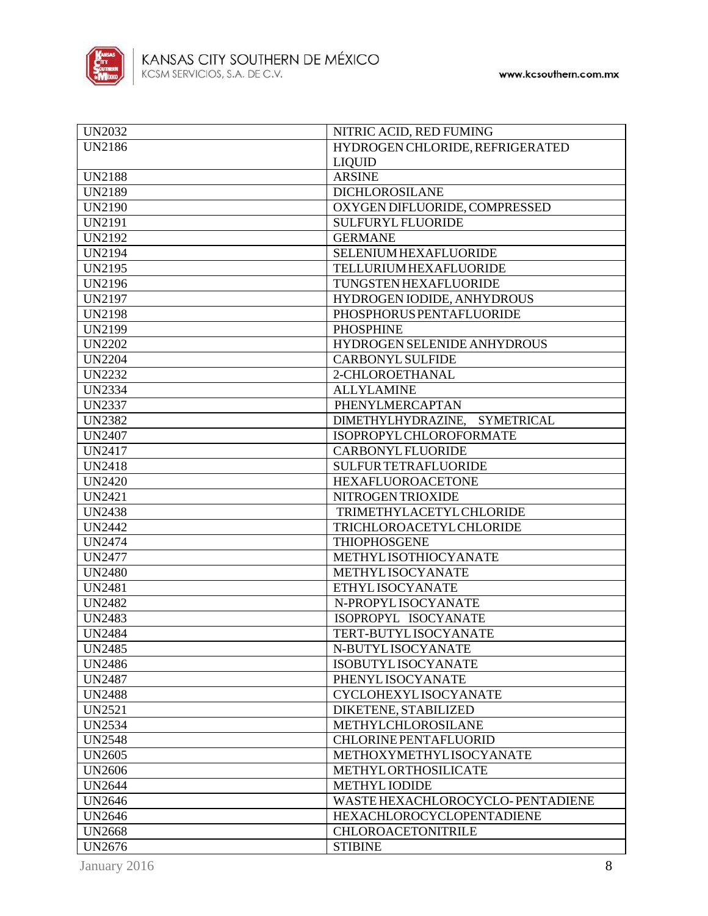| UN2032 | NITRIC ACID, RED FUMING |
|---|---|
| UN2186 | HYDROGEN CHLORIDE, REFRIGERATED LIQUID |
| UN2188 | ARSINE |
| UN2189 | DICHLOROSILANE |
| UN2190 | OXYGEN DIFLUORIDE, COMPRESSED |
| UN2191 | SULFURYL FLUORIDE |
| UN2192 | GERMANE |
| UN2194 | SELENIUM HEXAFLUORIDE |
| UN2195 | TELLURIUM HEXAFLUORIDE |
| UN2196 | TUNGSTEN HEXAFLUORIDE |
| UN2197 | HYDROGEN IODIDE, ANHYDROUS |
| UN2198 | PHOSPHORUS PENTAFLUORIDE |
| UN2199 | PHOSPHINE |
| UN2202 | HYDROGEN SELENIDE ANHYDROUS |
| UN2204 | CARBONYL SULFIDE |
| UN2232 | 2-CHLOROETHANAL |
| UN2334 | ALLYLAMINE |
| UN2337 | PHENYLMERCAPTAN |
| UN2382 | DIMETHYLHYDRAZINE, SYMETRICAL |
| UN2407 | ISOPROPYL CHLOROFORMATE |
| UN2417 | CARBONYL FLUORIDE |
| UN2418 | SULFUR TETRAFLUORIDE |
| UN2420 | HEXAFLUOROACETONE |
| UN2421 | NITROGEN TRIOXIDE |
| UN2438 | TRIMETHYLACETYL CHLORIDE |
| UN2442 | TRICHLOROACETYL CHLORIDE |
| UN2474 | THIOPHOSGENE |
| UN2477 | METHYL ISOTHIOCYANATE |
| UN2480 | METHYL ISOCYANATE |
| UN2481 | ETHYL ISOCYANATE |
| UN2482 | N-PROPYL ISOCYANATE |
| UN2483 | ISOPROPYL ISOCYANATE |
| UN2484 | TERT-BUTYL ISOCYANATE |
| UN2485 | N-BUTYL ISOCYANATE |
| UN2486 | ISOBUTYL ISOCYANATE |
| UN2487 | PHENYL ISOCYANATE |
| UN2488 | CYCLOHEXYL ISOCYANATE |
| UN2521 | DIKETENE, STABILIZED |
| UN2534 | METHYLCHLOROSILANE |
| UN2548 | CHLORINE PENTAFLUORID |
| UN2605 | METHOXYMETHYL ISOCYANATE |
| UN2606 | METHYL ORTHOSILICATE |
| UN2644 | METHYL IODIDE |
| UN2646 | WASTE HEXACHLOROCYCLO-PENTADIENE |
| UN2646 | HEXACHLOROCYCLOPENTADIENE |
| UN2668 | CHLOROACETONITRILE |
| UN2676 | STIBINE |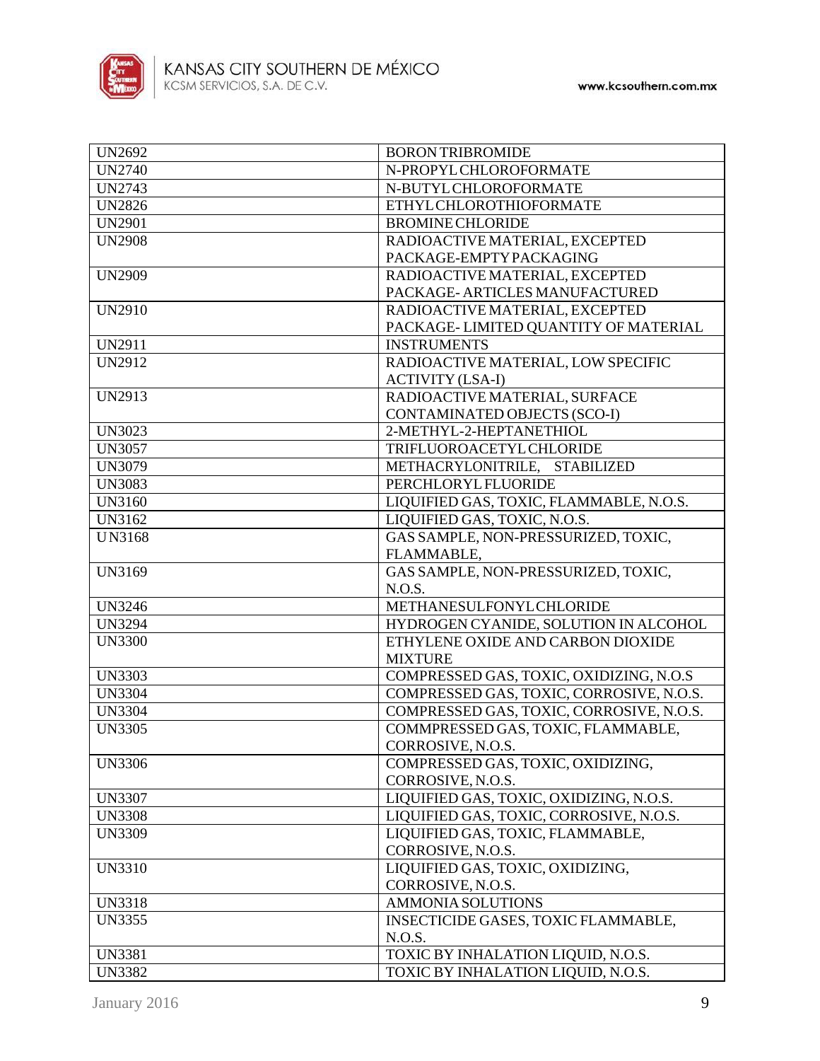| UN2692 | BORON TRIBROMIDE |
|---|---|
| UN2740 | N-PROPYL CHLOROFORMATE |
| UN2743 | N-BUTYL CHLOROFORMATE |
| UN2826 | ETHYL CHLOROTHIOFORMATE |
| UN2901 | BROMINE CHLORIDE |
| UN2908 | RADIOACTIVE MATERIAL, EXCEPTED PACKAGE-EMPTY PACKAGING |
| UN2909 | RADIOACTIVE MATERIAL, EXCEPTED PACKAGE- ARTICLES MANUFACTURED |
| UN2910 | RADIOACTIVE MATERIAL, EXCEPTED PACKAGE- LIMITED QUANTITY OF MATERIAL |
| UN2911 | INSTRUMENTS |
| UN2912 | RADIOACTIVE MATERIAL, LOW SPECIFIC ACTIVITY (LSA-I) |
| UN2913 | RADIOACTIVE MATERIAL, SURFACE CONTAMINATED OBJECTS (SCO-I) |
| UN3023 | 2-METHYL-2-HEPTANETHIOL |
| UN3057 | TRIFLUOROACETYL CHLORIDE |
| UN3079 | METHACRYLONITRILE, STABILIZED |
| UN3083 | PERCHLORYL FLUORIDE |
| UN3160 | LIQUIFIED GAS, TOXIC, FLAMMABLE, N.O.S. |
| UN3162 | LIQUIFIED GAS, TOXIC, N.O.S. |
| UN3168 | GAS SAMPLE, NON-PRESSURIZED, TOXIC, FLAMMABLE, |
| UN3169 | GAS SAMPLE, NON-PRESSURIZED, TOXIC, N.O.S. |
| UN3246 | METHANESULFONYL CHLORIDE |
| UN3294 | HYDROGEN CYANIDE, SOLUTION IN ALCOHOL |
| UN3300 | ETHYLENE OXIDE AND CARBON DIOXIDE MIXTURE |
| UN3303 | COMPRESSED GAS, TOXIC, OXIDIZING, N.O.S |
| UN3304 | COMPRESSED GAS, TOXIC, CORROSIVE, N.O.S. |
| UN3304 | COMPRESSED GAS, TOXIC, CORROSIVE, N.O.S. |
| UN3305 | COMMPRESSED GAS, TOXIC, FLAMMABLE, CORROSIVE, N.O.S. |
| UN3306 | COMPRESSED GAS, TOXIC, OXIDIZING, CORROSIVE, N.O.S. |
| UN3307 | LIQUIFIED GAS, TOXIC, OXIDIZING, N.O.S. |
| UN3308 | LIQUIFIED GAS, TOXIC, CORROSIVE, N.O.S. |
| UN3309 | LIQUIFIED GAS, TOXIC, FLAMMABLE, CORROSIVE, N.O.S. |
| UN3310 | LIQUIFIED GAS, TOXIC, OXIDIZING, CORROSIVE, N.O.S. |
| UN3318 | AMMONIA SOLUTIONS |
| UN3355 | INSECTICIDE GASES, TOXIC FLAMMABLE, N.O.S. |
| UN3381 | TOXIC BY INHALATION LIQUID, N.O.S. |
| UN3382 | TOXIC BY INHALATION LIQUID, N.O.S. |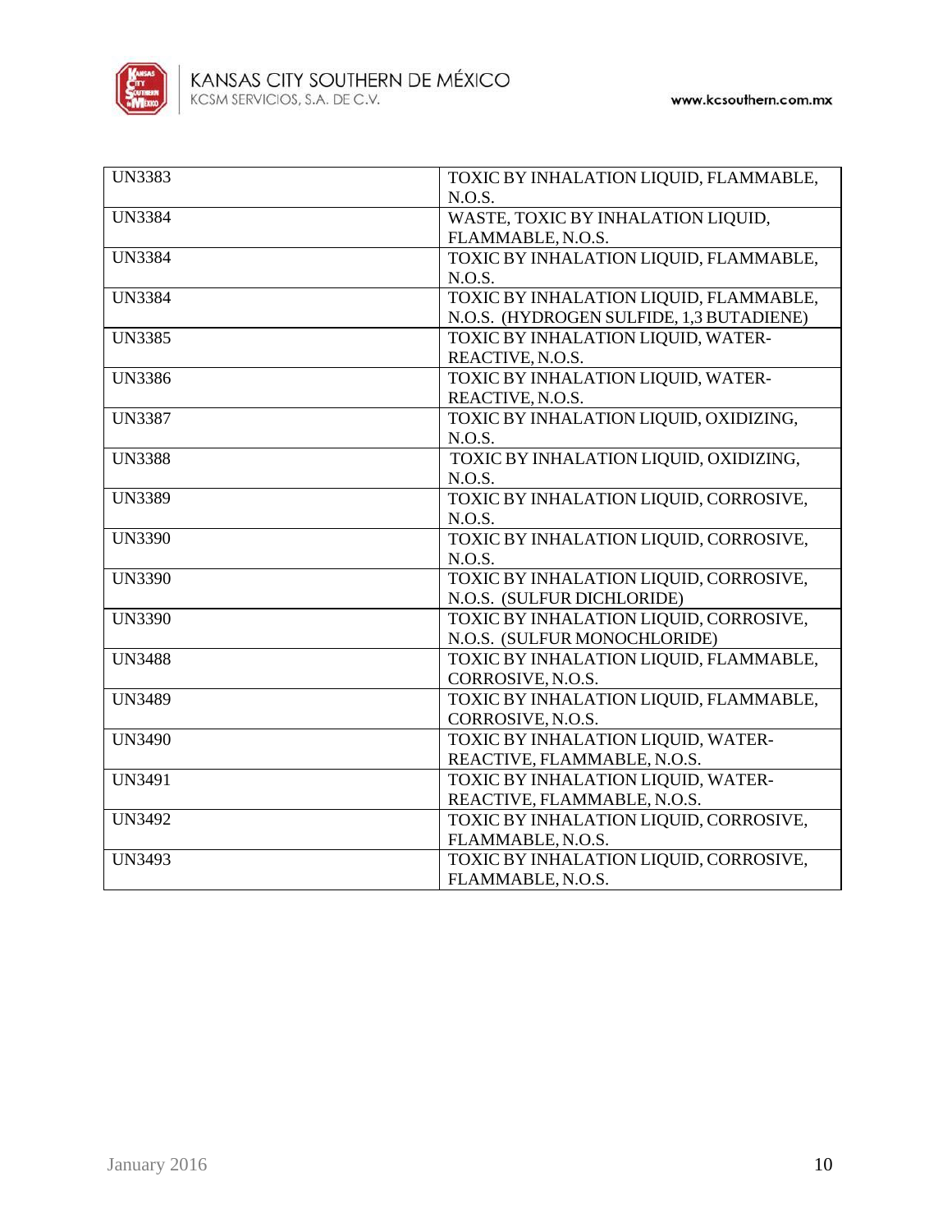| UN3383 | TOXIC BY INHALATION LIQUID, FLAMMABLE, N.O.S. |
|---|---|
| UN3384 | WASTE, TOXIC BY INHALATION LIQUID, FLAMMABLE, N.O.S. |
| UN3384 | TOXIC BY INHALATION LIQUID, FLAMMABLE, N.O.S. |
| UN3384 | TOXIC BY INHALATION LIQUID, FLAMMABLE, N.O.S. (HYDROGEN SULFIDE, 1,3 BUTADIENE) |
| UN3385 | TOXIC BY INHALATION LIQUID, WATER-REACTIVE, N.O.S. |
| UN3386 | TOXIC BY INHALATION LIQUID, WATER-REACTIVE, N.O.S. |
| UN3387 | TOXIC BY INHALATION LIQUID, OXIDIZING, N.O.S. |
| UN3388 | TOXIC BY INHALATION LIQUID, OXIDIZING, N.O.S. |
| UN3389 | TOXIC BY INHALATION LIQUID, CORROSIVE, N.O.S. |
| UN3390 | TOXIC BY INHALATION LIQUID, CORROSIVE, N.O.S. |
| UN3390 | TOXIC BY INHALATION LIQUID, CORROSIVE, N.O.S. (SULFUR DICHLORIDE) |
| UN3390 | TOXIC BY INHALATION LIQUID, CORROSIVE, N.O.S. (SULFUR MONOCHLORIDE) |
| UN3488 | TOXIC BY INHALATION LIQUID, FLAMMABLE, CORROSIVE, N.O.S. |
| UN3489 | TOXIC BY INHALATION LIQUID, FLAMMABLE, CORROSIVE, N.O.S. |
| UN3490 | TOXIC BY INHALATION LIQUID, WATER-REACTIVE, FLAMMABLE, N.O.S. |
| UN3491 | TOXIC BY INHALATION LIQUID, WATER-REACTIVE, FLAMMABLE, N.O.S. |
| UN3492 | TOXIC BY INHALATION LIQUID, CORROSIVE, FLAMMABLE, N.O.S. |
| UN3493 | TOXIC BY INHALATION LIQUID, CORROSIVE, FLAMMABLE, N.O.S. |